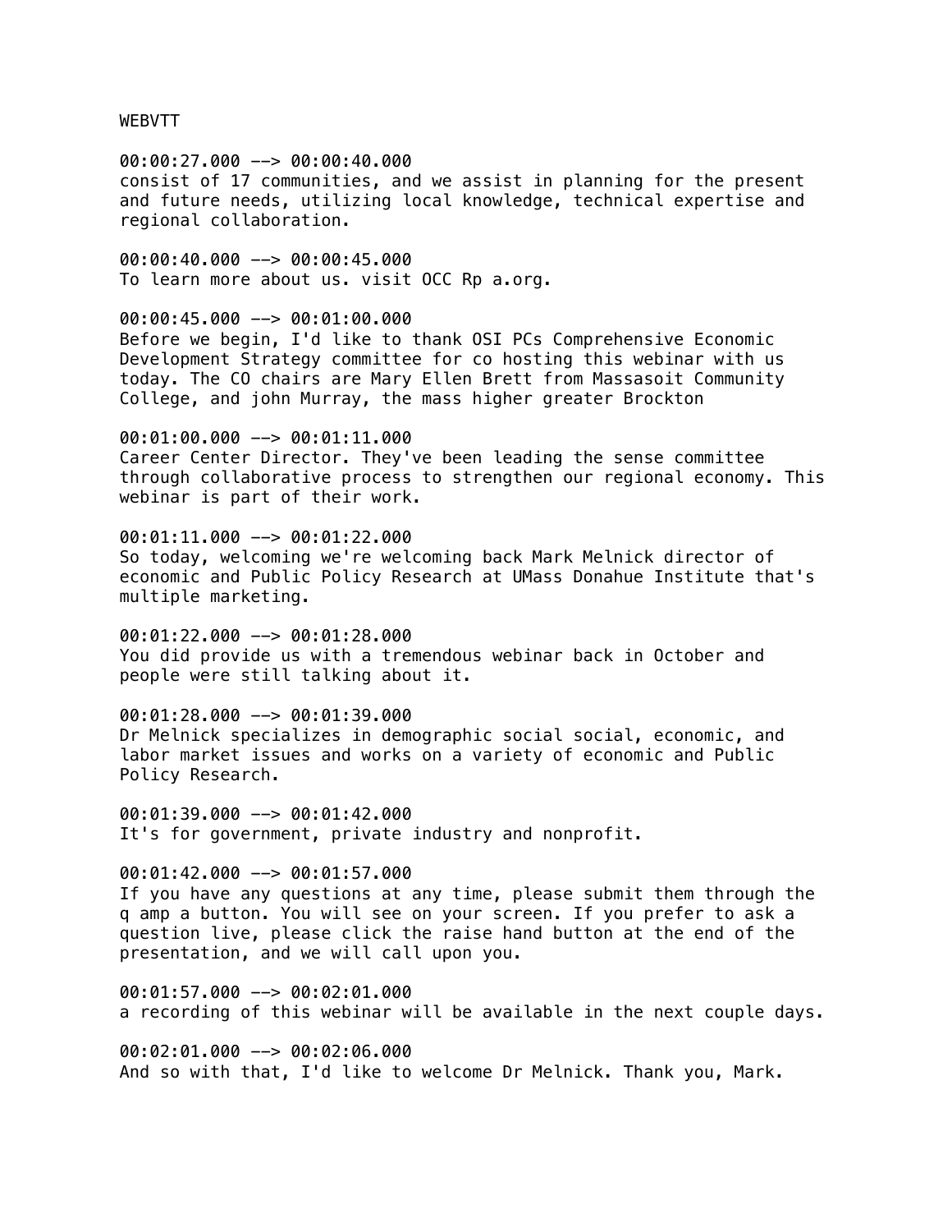WEBVTT

00:00:27.000 --> 00:00:40.000
consist of 17 communities, and we assist in planning for the present and future needs, utilizing local knowledge, technical expertise and regional collaboration.

00:00:40.000 --> 00:00:45.000
To learn more about us. visit OCC Rp a.org.

00:00:45.000 --> 00:01:00.000
Before we begin, I'd like to thank OSI PCs Comprehensive Economic Development Strategy committee for co hosting this webinar with us today. The CO chairs are Mary Ellen Brett from Massasoit Community College, and john Murray, the mass higher greater Brockton

00:01:00.000 --> 00:01:11.000
Career Center Director. They've been leading the sense committee through collaborative process to strengthen our regional economy. This webinar is part of their work.

00:01:11.000 --> 00:01:22.000
So today, welcoming we're welcoming back Mark Melnick director of economic and Public Policy Research at UMass Donahue Institute that's multiple marketing.

00:01:22.000 --> 00:01:28.000
You did provide us with a tremendous webinar back in October and people were still talking about it.

00:01:28.000 --> 00:01:39.000
Dr Melnick specializes in demographic social social, economic, and labor market issues and works on a variety of economic and Public Policy Research.

00:01:39.000 --> 00:01:42.000
It's for government, private industry and nonprofit.

00:01:42.000 --> 00:01:57.000
If you have any questions at any time, please submit them through the q amp a button. You will see on your screen. If you prefer to ask a question live, please click the raise hand button at the end of the presentation, and we will call upon you.

00:01:57.000 --> 00:02:01.000
a recording of this webinar will be available in the next couple days.

00:02:01.000 --> 00:02:06.000
And so with that, I'd like to welcome Dr Melnick. Thank you, Mark.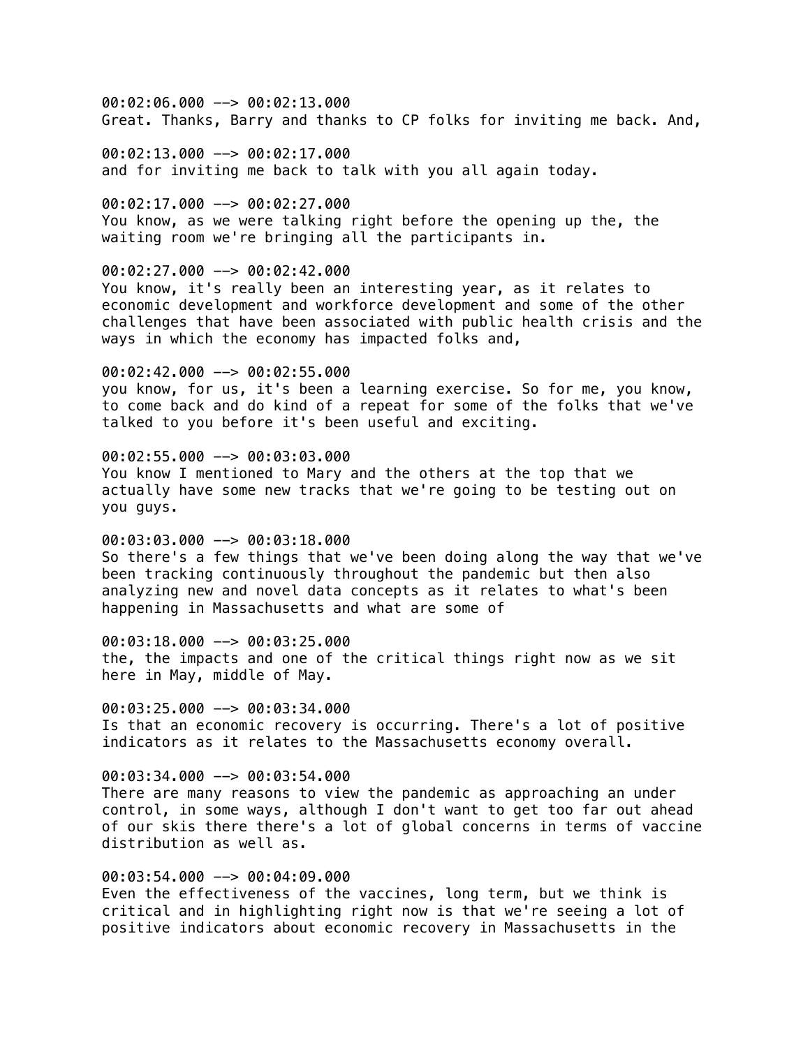00:02:06.000 --> 00:02:13.000
Great. Thanks, Barry and thanks to CP folks for inviting me back. And,

00:02:13.000 --> 00:02:17.000
and for inviting me back to talk with you all again today.

00:02:17.000 --> 00:02:27.000
You know, as we were talking right before the opening up the, the waiting room we're bringing all the participants in.

00:02:27.000 --> 00:02:42.000
You know, it's really been an interesting year, as it relates to economic development and workforce development and some of the other challenges that have been associated with public health crisis and the ways in which the economy has impacted folks and,

00:02:42.000 --> 00:02:55.000
you know, for us, it's been a learning exercise. So for me, you know, to come back and do kind of a repeat for some of the folks that we've talked to you before it's been useful and exciting.

00:02:55.000 --> 00:03:03.000
You know I mentioned to Mary and the others at the top that we actually have some new tracks that we're going to be testing out on you guys.

00:03:03.000 --> 00:03:18.000
So there's a few things that we've been doing along the way that we've been tracking continuously throughout the pandemic but then also analyzing new and novel data concepts as it relates to what's been happening in Massachusetts and what are some of

00:03:18.000 --> 00:03:25.000
the, the impacts and one of the critical things right now as we sit here in May, middle of May.

00:03:25.000 --> 00:03:34.000
Is that an economic recovery is occurring. There's a lot of positive indicators as it relates to the Massachusetts economy overall.

00:03:34.000 --> 00:03:54.000
There are many reasons to view the pandemic as approaching an under control, in some ways, although I don't want to get too far out ahead of our skis there there's a lot of global concerns in terms of vaccine distribution as well as.

00:03:54.000 --> 00:04:09.000
Even the effectiveness of the vaccines, long term, but we think is critical and in highlighting right now is that we're seeing a lot of positive indicators about economic recovery in Massachusetts in the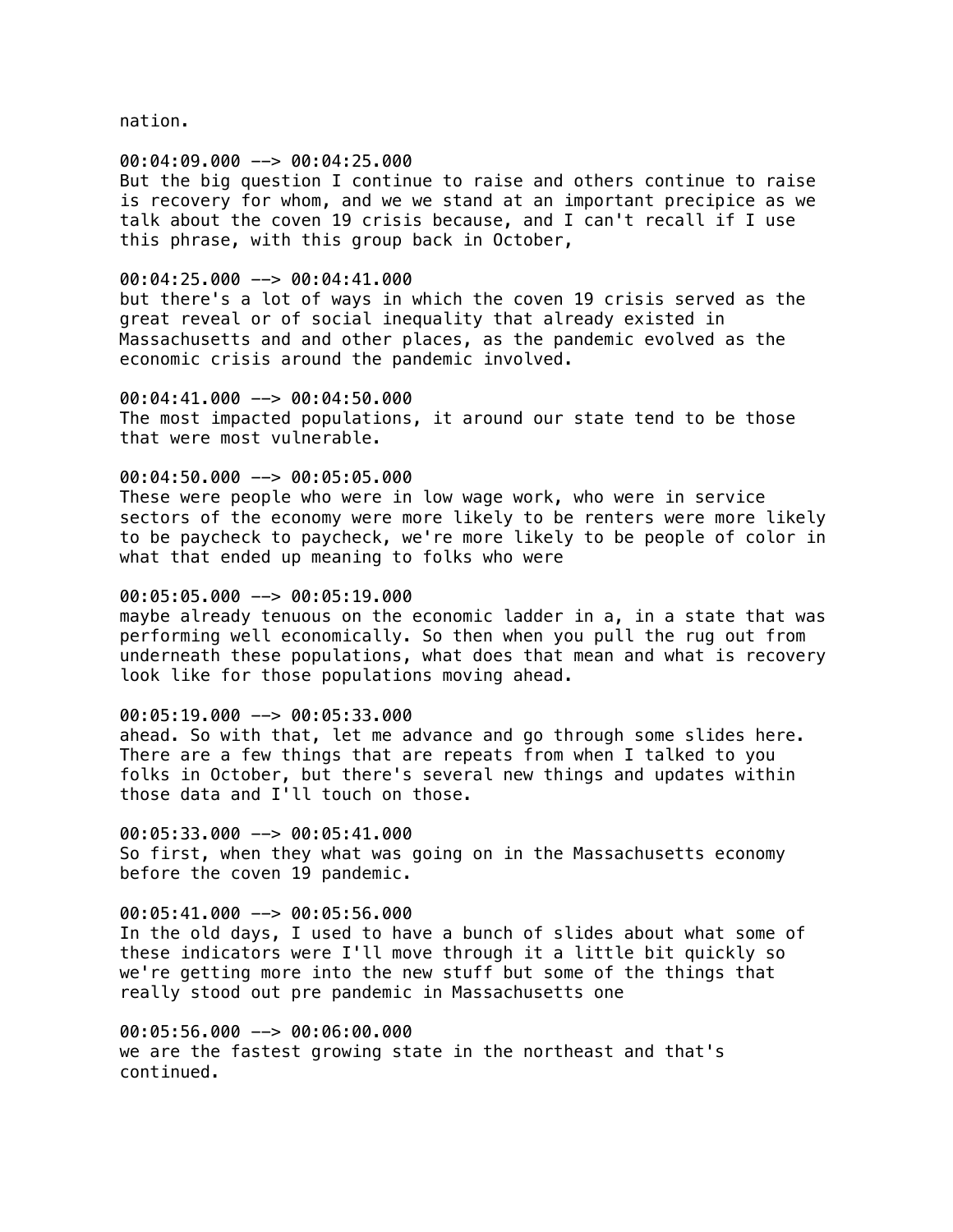nation.

00:04:09.000 --> 00:04:25.000
But the big question I continue to raise and others continue to raise is recovery for whom, and we we stand at an important precipice as we talk about the coven 19 crisis because, and I can't recall if I use this phrase, with this group back in October,

00:04:25.000 --> 00:04:41.000
but there's a lot of ways in which the coven 19 crisis served as the great reveal or of social inequality that already existed in Massachusetts and and other places, as the pandemic evolved as the economic crisis around the pandemic involved.

00:04:41.000 --> 00:04:50.000
The most impacted populations, it around our state tend to be those that were most vulnerable.

00:04:50.000 --> 00:05:05.000
These were people who were in low wage work, who were in service sectors of the economy were more likely to be renters were more likely to be paycheck to paycheck, we're more likely to be people of color in what that ended up meaning to folks who were

00:05:05.000 --> 00:05:19.000
maybe already tenuous on the economic ladder in a, in a state that was performing well economically. So then when you pull the rug out from underneath these populations, what does that mean and what is recovery look like for those populations moving ahead.

00:05:19.000 --> 00:05:33.000
ahead. So with that, let me advance and go through some slides here. There are a few things that are repeats from when I talked to you folks in October, but there's several new things and updates within those data and I'll touch on those.

00:05:33.000 --> 00:05:41.000
So first, when they what was going on in the Massachusetts economy before the coven 19 pandemic.

00:05:41.000 --> 00:05:56.000
In the old days, I used to have a bunch of slides about what some of these indicators were I'll move through it a little bit quickly so we're getting more into the new stuff but some of the things that really stood out pre pandemic in Massachusetts one

00:05:56.000 --> 00:06:00.000
we are the fastest growing state in the northeast and that's continued.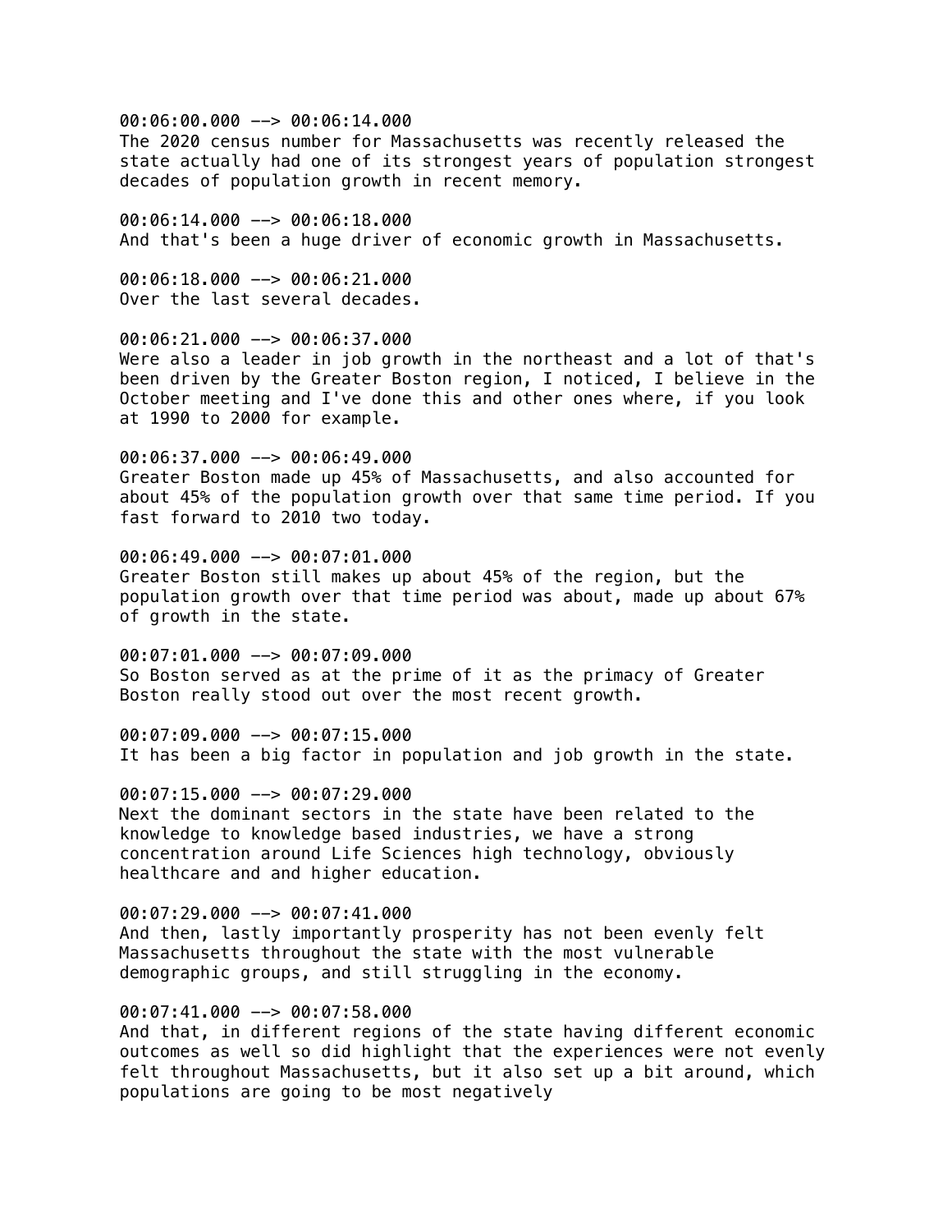00:06:00.000 --> 00:06:14.000
The 2020 census number for Massachusetts was recently released the state actually had one of its strongest years of population strongest decades of population growth in recent memory.

00:06:14.000 --> 00:06:18.000
And that's been a huge driver of economic growth in Massachusetts.

00:06:18.000 --> 00:06:21.000
Over the last several decades.

00:06:21.000 --> 00:06:37.000
Were also a leader in job growth in the northeast and a lot of that's been driven by the Greater Boston region, I noticed, I believe in the October meeting and I've done this and other ones where, if you look at 1990 to 2000 for example.

00:06:37.000 --> 00:06:49.000
Greater Boston made up 45% of Massachusetts, and also accounted for about 45% of the population growth over that same time period. If you fast forward to 2010 two today.

00:06:49.000 --> 00:07:01.000
Greater Boston still makes up about 45% of the region, but the population growth over that time period was about, made up about 67% of growth in the state.

00:07:01.000 --> 00:07:09.000
So Boston served as at the prime of it as the primacy of Greater Boston really stood out over the most recent growth.

00:07:09.000 --> 00:07:15.000
It has been a big factor in population and job growth in the state.

00:07:15.000 --> 00:07:29.000
Next the dominant sectors in the state have been related to the knowledge to knowledge based industries, we have a strong concentration around Life Sciences high technology, obviously healthcare and and higher education.

00:07:29.000 --> 00:07:41.000
And then, lastly importantly prosperity has not been evenly felt Massachusetts throughout the state with the most vulnerable demographic groups, and still struggling in the economy.

00:07:41.000 --> 00:07:58.000
And that, in different regions of the state having different economic outcomes as well so did highlight that the experiences were not evenly felt throughout Massachusetts, but it also set up a bit around, which populations are going to be most negatively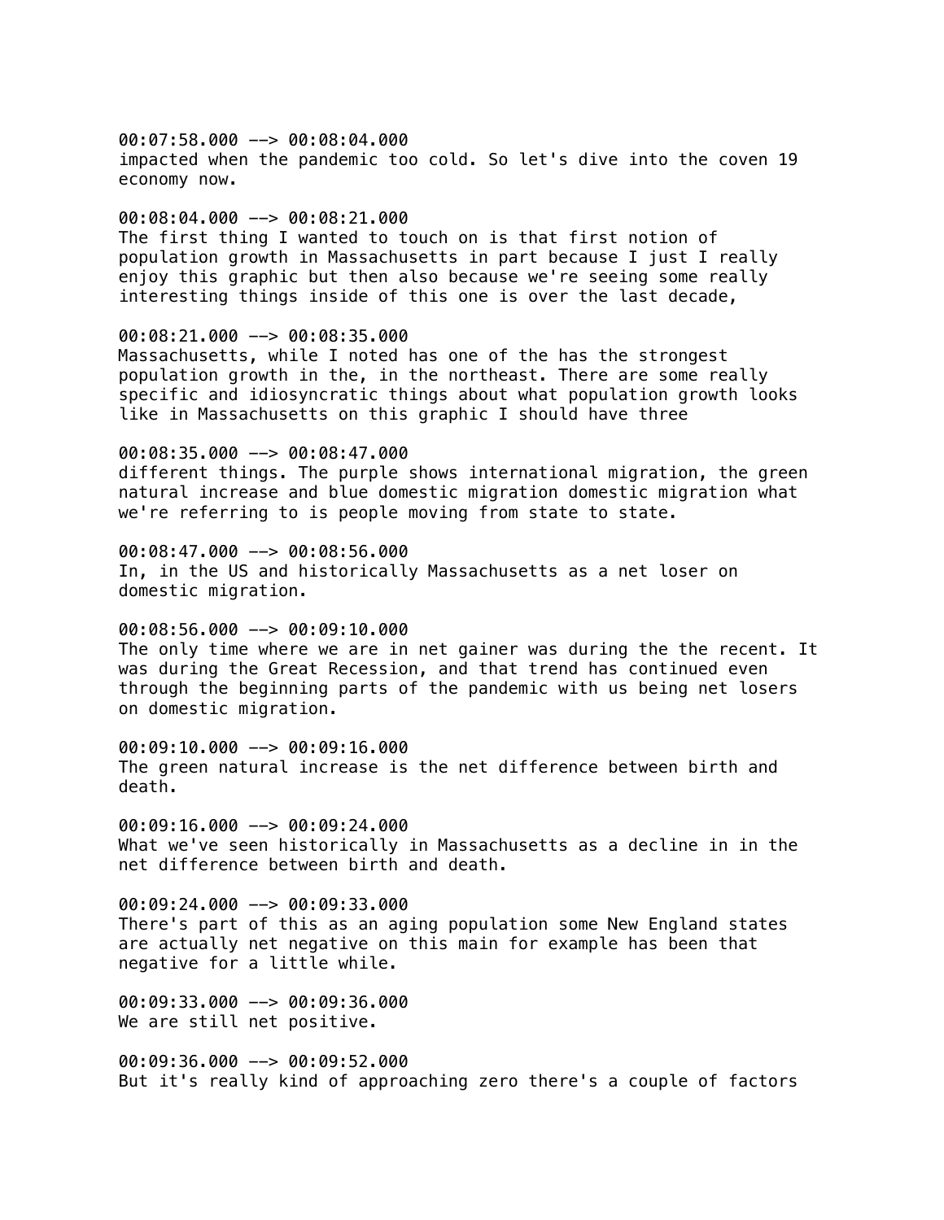00:07:58.000 --> 00:08:04.000
impacted when the pandemic too cold. So let's dive into the coven 19 economy now.

00:08:04.000 --> 00:08:21.000
The first thing I wanted to touch on is that first notion of population growth in Massachusetts in part because I just I really enjoy this graphic but then also because we're seeing some really interesting things inside of this one is over the last decade,

00:08:21.000 --> 00:08:35.000
Massachusetts, while I noted has one of the has the strongest population growth in the, in the northeast. There are some really specific and idiosyncratic things about what population growth looks like in Massachusetts on this graphic I should have three

00:08:35.000 --> 00:08:47.000
different things. The purple shows international migration, the green natural increase and blue domestic migration domestic migration what we're referring to is people moving from state to state.

00:08:47.000 --> 00:08:56.000
In, in the US and historically Massachusetts as a net loser on domestic migration.

00:08:56.000 --> 00:09:10.000
The only time where we are in net gainer was during the the recent. It was during the Great Recession, and that trend has continued even through the beginning parts of the pandemic with us being net losers on domestic migration.

00:09:10.000 --> 00:09:16.000
The green natural increase is the net difference between birth and death.

00:09:16.000 --> 00:09:24.000
What we've seen historically in Massachusetts as a decline in in the net difference between birth and death.

00:09:24.000 --> 00:09:33.000
There's part of this as an aging population some New England states are actually net negative on this main for example has been that negative for a little while.

00:09:33.000 --> 00:09:36.000
We are still net positive.

00:09:36.000 --> 00:09:52.000
But it's really kind of approaching zero there's a couple of factors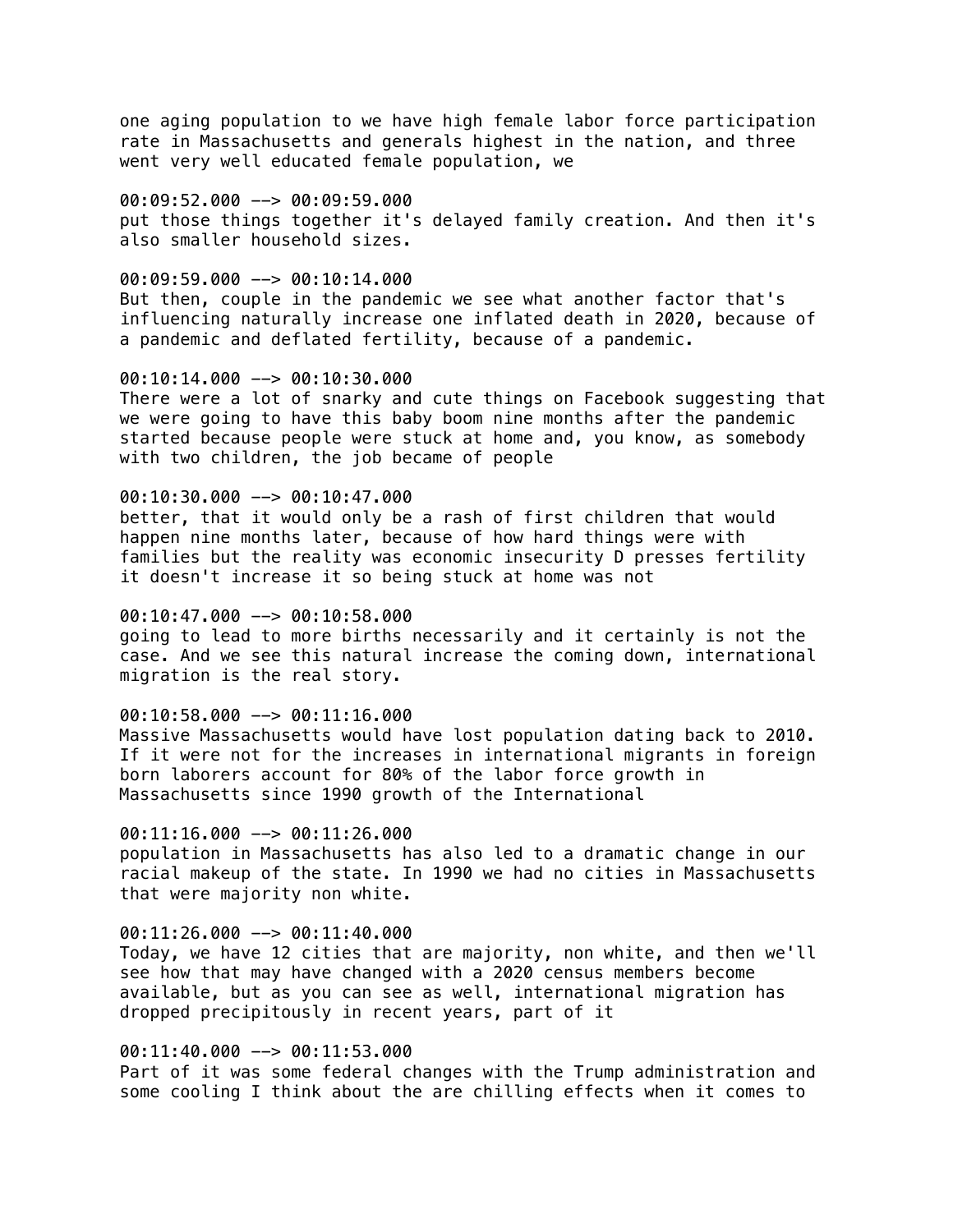one aging population to we have high female labor force participation rate in Massachusetts and generals highest in the nation, and three went very well educated female population, we

00:09:52.000 --> 00:09:59.000
put those things together it's delayed family creation. And then it's also smaller household sizes.

00:09:59.000 --> 00:10:14.000
But then, couple in the pandemic we see what another factor that's influencing naturally increase one inflated death in 2020, because of a pandemic and deflated fertility, because of a pandemic.

00:10:14.000 --> 00:10:30.000
There were a lot of snarky and cute things on Facebook suggesting that we were going to have this baby boom nine months after the pandemic started because people were stuck at home and, you know, as somebody with two children, the job became of people

00:10:30.000 --> 00:10:47.000
better, that it would only be a rash of first children that would happen nine months later, because of how hard things were with families but the reality was economic insecurity D presses fertility it doesn't increase it so being stuck at home was not

00:10:47.000 --> 00:10:58.000
going to lead to more births necessarily and it certainly is not the case. And we see this natural increase the coming down, international migration is the real story.

00:10:58.000 --> 00:11:16.000
Massive Massachusetts would have lost population dating back to 2010. If it were not for the increases in international migrants in foreign born laborers account for 80% of the labor force growth in Massachusetts since 1990 growth of the International

00:11:16.000 --> 00:11:26.000
population in Massachusetts has also led to a dramatic change in our racial makeup of the state. In 1990 we had no cities in Massachusetts that were majority non white.

00:11:26.000 --> 00:11:40.000
Today, we have 12 cities that are majority, non white, and then we'll see how that may have changed with a 2020 census members become available, but as you can see as well, international migration has dropped precipitously in recent years, part of it

00:11:40.000 --> 00:11:53.000
Part of it was some federal changes with the Trump administration and some cooling I think about the are chilling effects when it comes to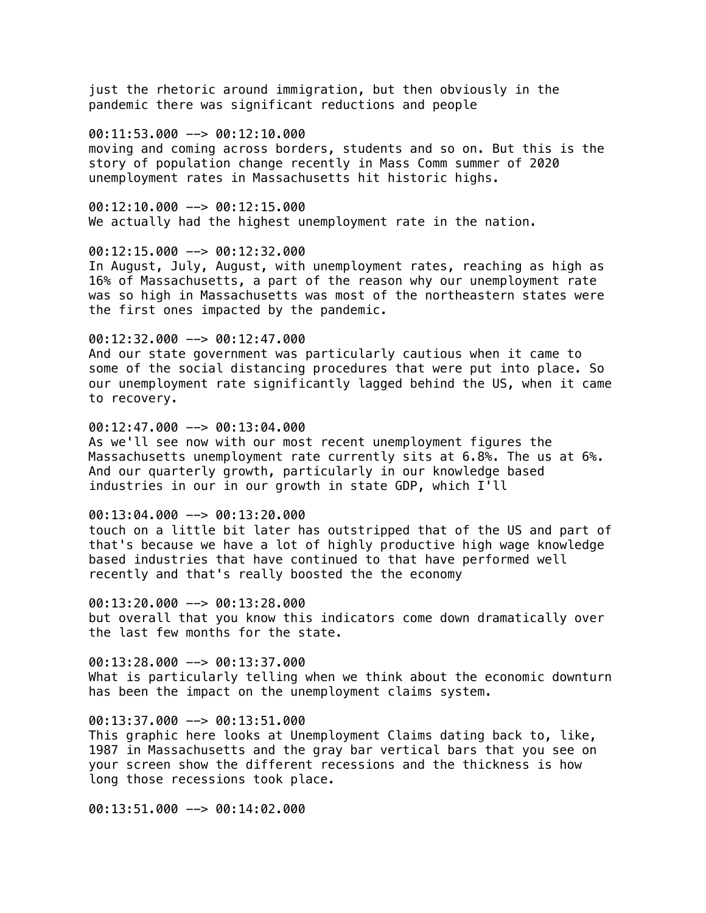just the rhetoric around immigration, but then obviously in the pandemic there was significant reductions and people

00:11:53.000 --> 00:12:10.000
moving and coming across borders, students and so on. But this is the story of population change recently in Mass Comm summer of 2020 unemployment rates in Massachusetts hit historic highs.

00:12:10.000 --> 00:12:15.000
We actually had the highest unemployment rate in the nation.

00:12:15.000 --> 00:12:32.000
In August, July, August, with unemployment rates, reaching as high as 16% of Massachusetts, a part of the reason why our unemployment rate was so high in Massachusetts was most of the northeastern states were the first ones impacted by the pandemic.

00:12:32.000 --> 00:12:47.000
And our state government was particularly cautious when it came to some of the social distancing procedures that were put into place. So our unemployment rate significantly lagged behind the US, when it came to recovery.

00:12:47.000 --> 00:13:04.000
As we'll see now with our most recent unemployment figures the Massachusetts unemployment rate currently sits at 6.8%. The us at 6%. And our quarterly growth, particularly in our knowledge based industries in our in our growth in state GDP, which I'll

00:13:04.000 --> 00:13:20.000
touch on a little bit later has outstripped that of the US and part of that's because we have a lot of highly productive high wage knowledge based industries that have continued to that have performed well recently and that's really boosted the the economy

00:13:20.000 --> 00:13:28.000
but overall that you know this indicators come down dramatically over the last few months for the state.

00:13:28.000 --> 00:13:37.000
What is particularly telling when we think about the economic downturn has been the impact on the unemployment claims system.

00:13:37.000 --> 00:13:51.000
This graphic here looks at Unemployment Claims dating back to, like, 1987 in Massachusetts and the gray bar vertical bars that you see on your screen show the different recessions and the thickness is how long those recessions took place.

00:13:51.000 --> 00:14:02.000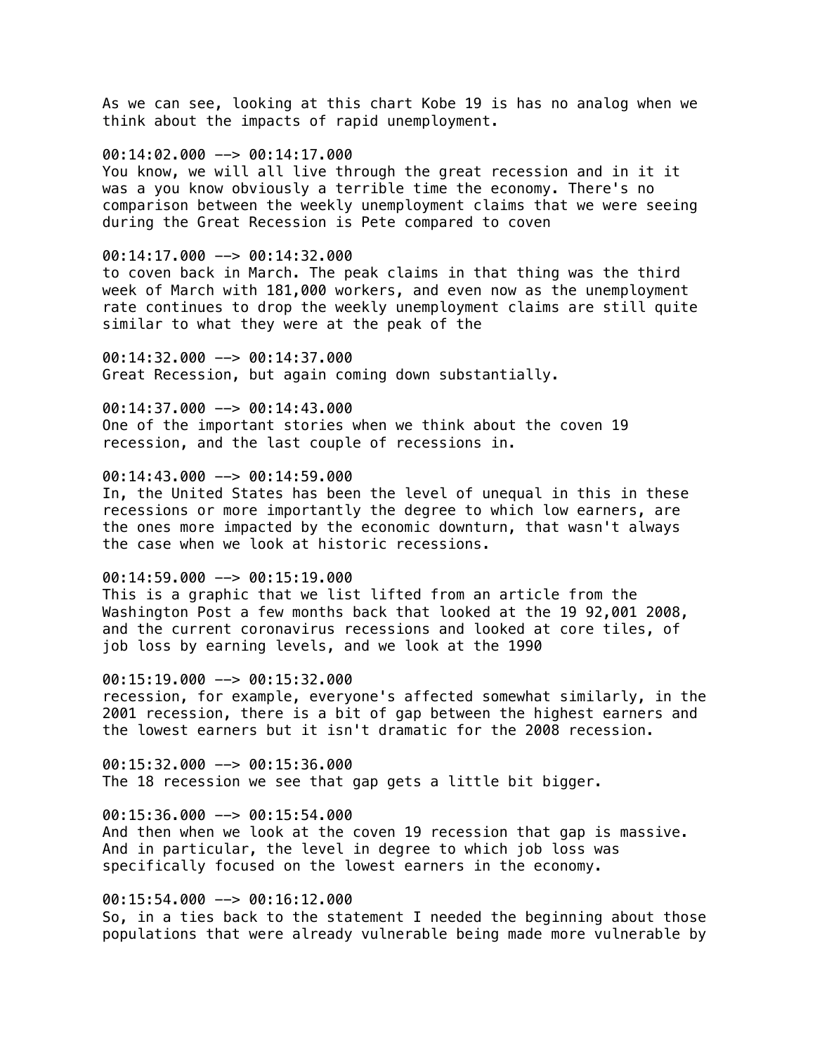As we can see, looking at this chart Kobe 19 is has no analog when we think about the impacts of rapid unemployment.

00:14:02.000 --> 00:14:17.000
You know, we will all live through the great recession and in it it was a you know obviously a terrible time the economy. There's no comparison between the weekly unemployment claims that we were seeing during the Great Recession is Pete compared to coven

00:14:17.000 --> 00:14:32.000
to coven back in March. The peak claims in that thing was the third week of March with 181,000 workers, and even now as the unemployment rate continues to drop the weekly unemployment claims are still quite similar to what they were at the peak of the

00:14:32.000 --> 00:14:37.000
Great Recession, but again coming down substantially.

00:14:37.000 --> 00:14:43.000
One of the important stories when we think about the coven 19 recession, and the last couple of recessions in.

00:14:43.000 --> 00:14:59.000
In, the United States has been the level of unequal in this in these recessions or more importantly the degree to which low earners, are the ones more impacted by the economic downturn, that wasn't always the case when we look at historic recessions.

00:14:59.000 --> 00:15:19.000
This is a graphic that we list lifted from an article from the Washington Post a few months back that looked at the 19 92,001 2008, and the current coronavirus recessions and looked at core tiles, of job loss by earning levels, and we look at the 1990

00:15:19.000 --> 00:15:32.000
recession, for example, everyone's affected somewhat similarly, in the 2001 recession, there is a bit of gap between the highest earners and the lowest earners but it isn't dramatic for the 2008 recession.

00:15:32.000 --> 00:15:36.000
The 18 recession we see that gap gets a little bit bigger.

00:15:36.000 --> 00:15:54.000
And then when we look at the coven 19 recession that gap is massive. And in particular, the level in degree to which job loss was specifically focused on the lowest earners in the economy.

00:15:54.000 --> 00:16:12.000
So, in a ties back to the statement I needed the beginning about those populations that were already vulnerable being made more vulnerable by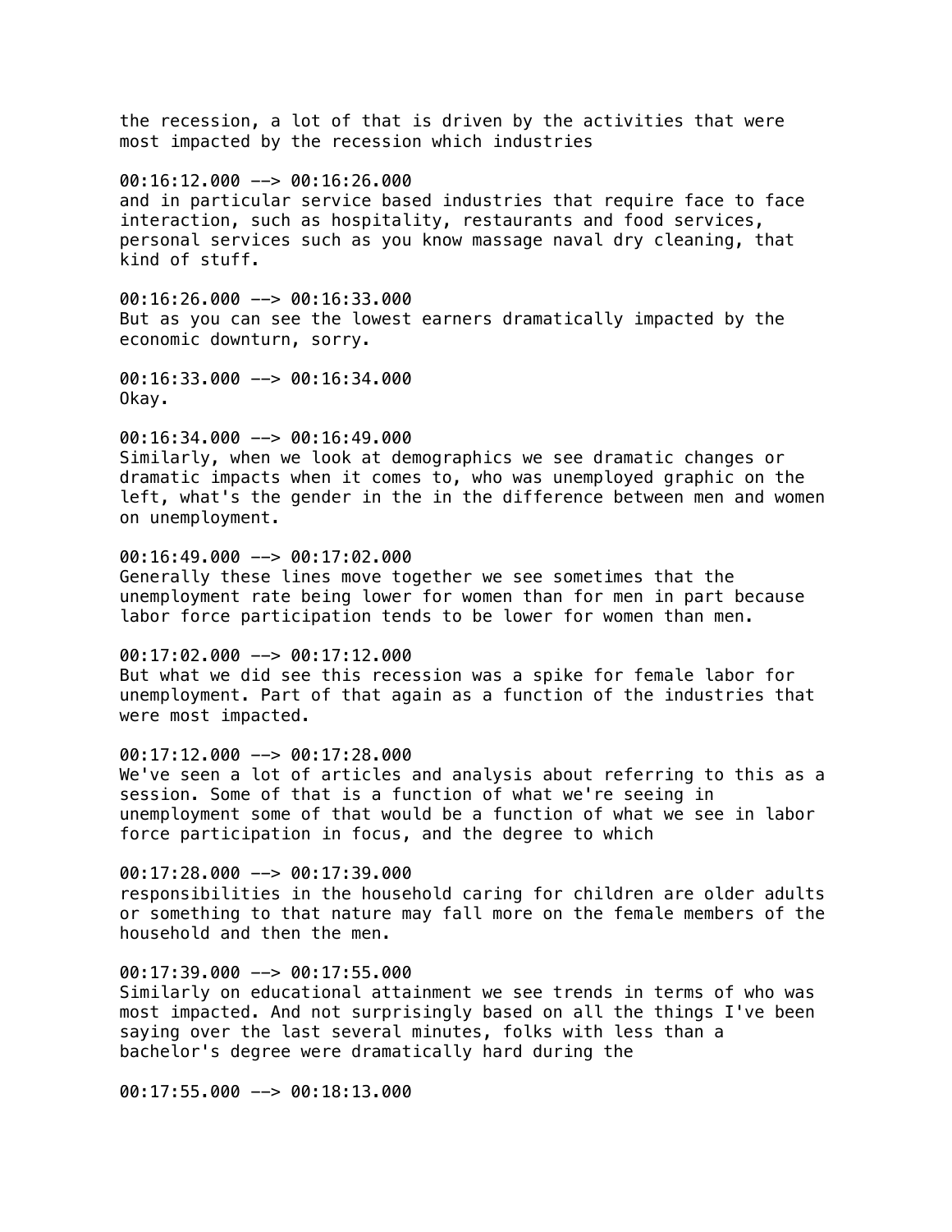the recession, a lot of that is driven by the activities that were most impacted by the recession which industries

00:16:12.000 --> 00:16:26.000
and in particular service based industries that require face to face interaction, such as hospitality, restaurants and food services, personal services such as you know massage naval dry cleaning, that kind of stuff.

00:16:26.000 --> 00:16:33.000
But as you can see the lowest earners dramatically impacted by the economic downturn, sorry.

00:16:33.000 --> 00:16:34.000
Okay.

00:16:34.000 --> 00:16:49.000
Similarly, when we look at demographics we see dramatic changes or dramatic impacts when it comes to, who was unemployed graphic on the left, what's the gender in the in the difference between men and women on unemployment.

00:16:49.000 --> 00:17:02.000
Generally these lines move together we see sometimes that the unemployment rate being lower for women than for men in part because labor force participation tends to be lower for women than men.

00:17:02.000 --> 00:17:12.000
But what we did see this recession was a spike for female labor for unemployment. Part of that again as a function of the industries that were most impacted.

00:17:12.000 --> 00:17:28.000
We've seen a lot of articles and analysis about referring to this as a session. Some of that is a function of what we're seeing in unemployment some of that would be a function of what we see in labor force participation in focus, and the degree to which

00:17:28.000 --> 00:17:39.000
responsibilities in the household caring for children are older adults or something to that nature may fall more on the female members of the household and then the men.

00:17:39.000 --> 00:17:55.000
Similarly on educational attainment we see trends in terms of who was most impacted. And not surprisingly based on all the things I've been saying over the last several minutes, folks with less than a bachelor's degree were dramatically hard during the

00:17:55.000 --> 00:18:13.000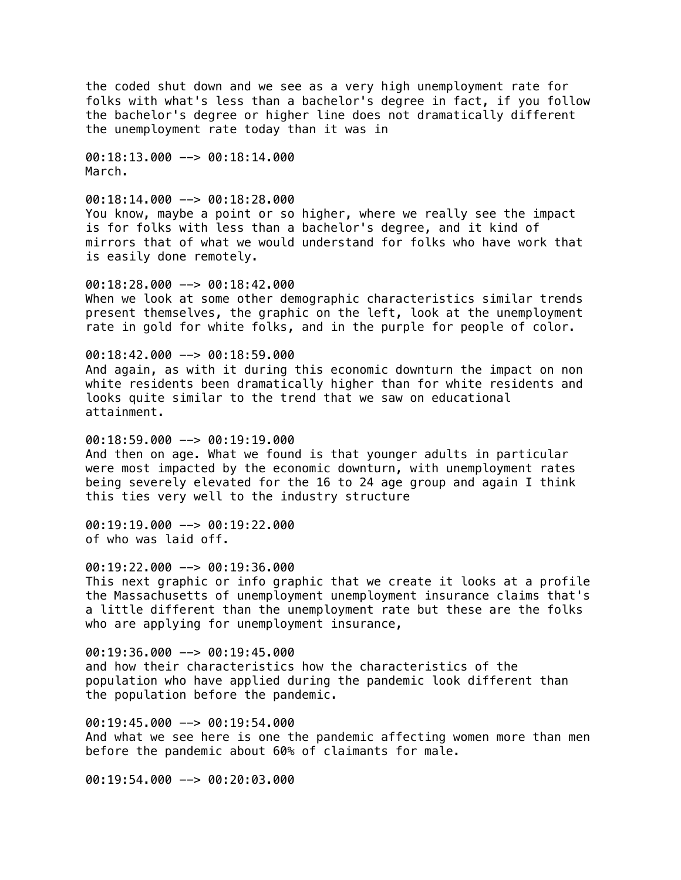the coded shut down and we see as a very high unemployment rate for folks with what's less than a bachelor's degree in fact, if you follow the bachelor's degree or higher line does not dramatically different the unemployment rate today than it was in

00:18:13.000 --> 00:18:14.000
March.

00:18:14.000 --> 00:18:28.000
You know, maybe a point or so higher, where we really see the impact is for folks with less than a bachelor's degree, and it kind of mirrors that of what we would understand for folks who have work that is easily done remotely.

00:18:28.000 --> 00:18:42.000
When we look at some other demographic characteristics similar trends present themselves, the graphic on the left, look at the unemployment rate in gold for white folks, and in the purple for people of color.

00:18:42.000 --> 00:18:59.000
And again, as with it during this economic downturn the impact on non white residents been dramatically higher than for white residents and looks quite similar to the trend that we saw on educational attainment.

00:18:59.000 --> 00:19:19.000
And then on age. What we found is that younger adults in particular were most impacted by the economic downturn, with unemployment rates being severely elevated for the 16 to 24 age group and again I think this ties very well to the industry structure

00:19:19.000 --> 00:19:22.000
of who was laid off.

00:19:22.000 --> 00:19:36.000
This next graphic or info graphic that we create it looks at a profile the Massachusetts of unemployment unemployment insurance claims that's a little different than the unemployment rate but these are the folks who are applying for unemployment insurance,

00:19:36.000 --> 00:19:45.000
and how their characteristics how the characteristics of the population who have applied during the pandemic look different than the population before the pandemic.

00:19:45.000 --> 00:19:54.000
And what we see here is one the pandemic affecting women more than men before the pandemic about 60% of claimants for male.

00:19:54.000 --> 00:20:03.000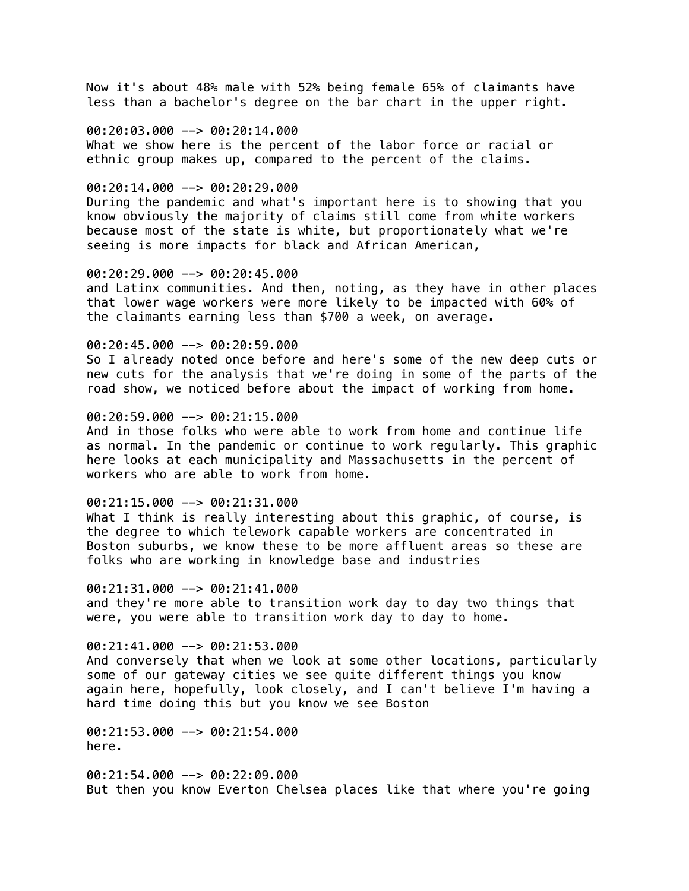Now it's about 48% male with 52% being female 65% of claimants have less than a bachelor's degree on the bar chart in the upper right.

00:20:03.000 --> 00:20:14.000
What we show here is the percent of the labor force or racial or ethnic group makes up, compared to the percent of the claims.

00:20:14.000 --> 00:20:29.000
During the pandemic and what's important here is to showing that you know obviously the majority of claims still come from white workers because most of the state is white, but proportionately what we're seeing is more impacts for black and African American,

00:20:29.000 --> 00:20:45.000
and Latinx communities. And then, noting, as they have in other places that lower wage workers were more likely to be impacted with 60% of the claimants earning less than $700 a week, on average.

00:20:45.000 --> 00:20:59.000
So I already noted once before and here's some of the new deep cuts or new cuts for the analysis that we're doing in some of the parts of the road show, we noticed before about the impact of working from home.

00:20:59.000 --> 00:21:15.000
And in those folks who were able to work from home and continue life as normal. In the pandemic or continue to work regularly. This graphic here looks at each municipality and Massachusetts in the percent of workers who are able to work from home.

00:21:15.000 --> 00:21:31.000
What I think is really interesting about this graphic, of course, is the degree to which telework capable workers are concentrated in Boston suburbs, we know these to be more affluent areas so these are folks who are working in knowledge base and industries

00:21:31.000 --> 00:21:41.000
and they're more able to transition work day to day two things that were, you were able to transition work day to day to home.

00:21:41.000 --> 00:21:53.000
And conversely that when we look at some other locations, particularly some of our gateway cities we see quite different things you know again here, hopefully, look closely, and I can't believe I'm having a hard time doing this but you know we see Boston

00:21:53.000 --> 00:21:54.000
here.

00:21:54.000 --> 00:22:09.000
But then you know Everton Chelsea places like that where you're going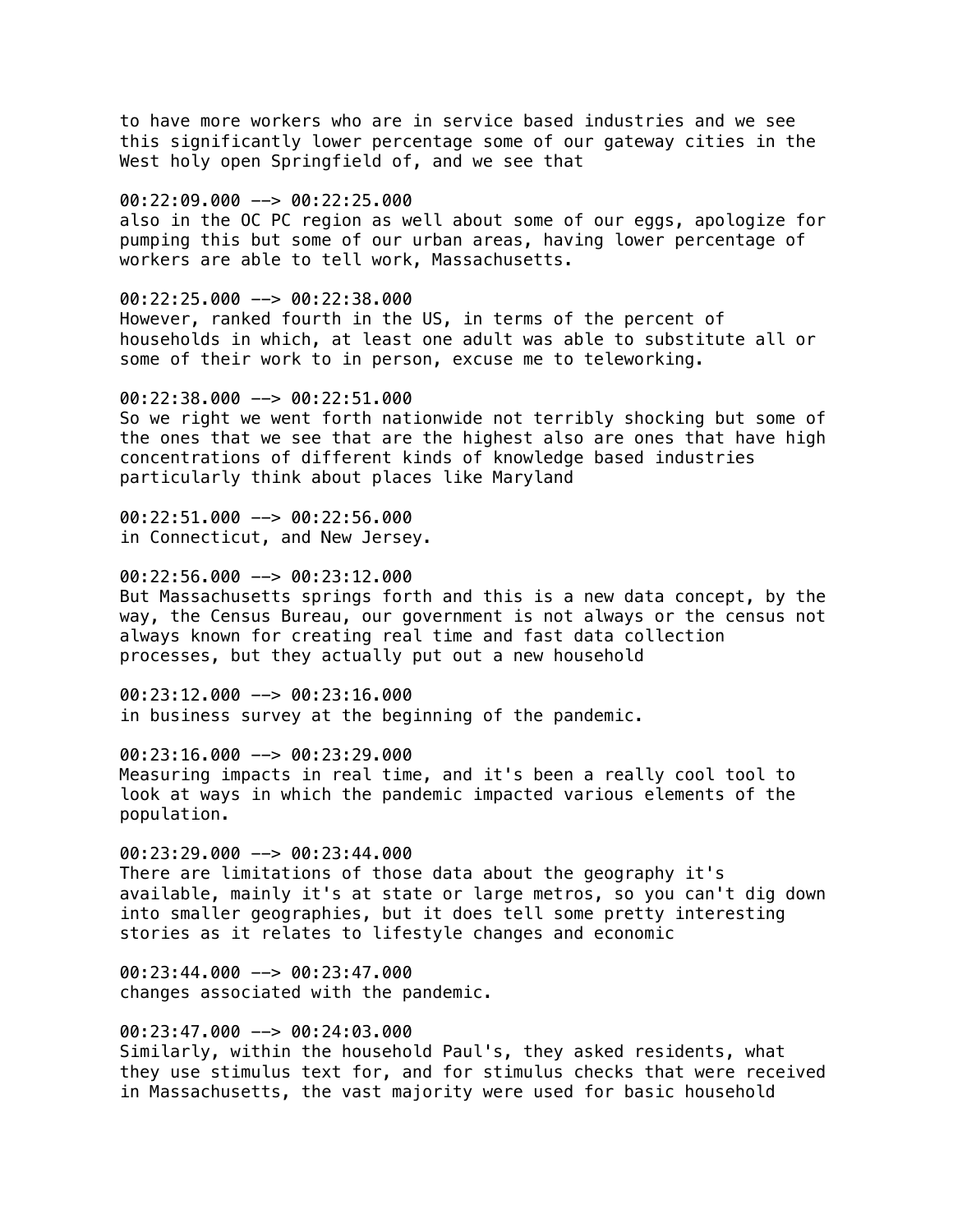to have more workers who are in service based industries and we see this significantly lower percentage some of our gateway cities in the West holy open Springfield of, and we see that

00:22:09.000 --> 00:22:25.000
also in the OC PC region as well about some of our eggs, apologize for pumping this but some of our urban areas, having lower percentage of workers are able to tell work, Massachusetts.

00:22:25.000 --> 00:22:38.000
However, ranked fourth in the US, in terms of the percent of households in which, at least one adult was able to substitute all or some of their work to in person, excuse me to teleworking.

00:22:38.000 --> 00:22:51.000
So we right we went forth nationwide not terribly shocking but some of the ones that we see that are the highest also are ones that have high concentrations of different kinds of knowledge based industries particularly think about places like Maryland

00:22:51.000 --> 00:22:56.000
in Connecticut, and New Jersey.

00:22:56.000 --> 00:23:12.000
But Massachusetts springs forth and this is a new data concept, by the way, the Census Bureau, our government is not always or the census not always known for creating real time and fast data collection processes, but they actually put out a new household

00:23:12.000 --> 00:23:16.000
in business survey at the beginning of the pandemic.

00:23:16.000 --> 00:23:29.000
Measuring impacts in real time, and it's been a really cool tool to look at ways in which the pandemic impacted various elements of the population.

00:23:29.000 --> 00:23:44.000
There are limitations of those data about the geography it's available, mainly it's at state or large metros, so you can't dig down into smaller geographies, but it does tell some pretty interesting stories as it relates to lifestyle changes and economic

00:23:44.000 --> 00:23:47.000
changes associated with the pandemic.

00:23:47.000 --> 00:24:03.000
Similarly, within the household Paul's, they asked residents, what they use stimulus text for, and for stimulus checks that were received in Massachusetts, the vast majority were used for basic household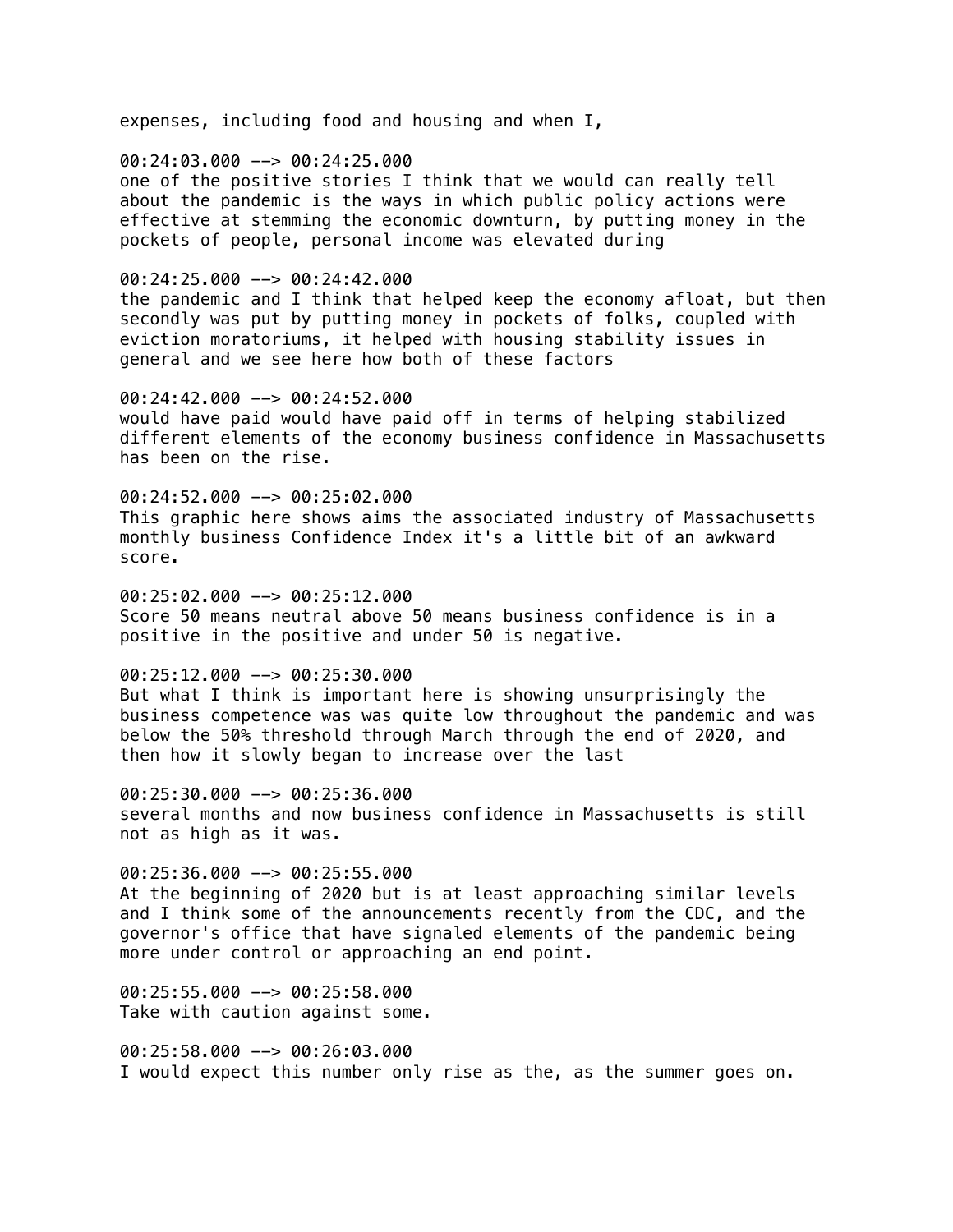expenses, including food and housing and when I,

00:24:03.000 --> 00:24:25.000
one of the positive stories I think that we would can really tell about the pandemic is the ways in which public policy actions were effective at stemming the economic downturn, by putting money in the pockets of people, personal income was elevated during

00:24:25.000 --> 00:24:42.000
the pandemic and I think that helped keep the economy afloat, but then secondly was put by putting money in pockets of folks, coupled with eviction moratoriums, it helped with housing stability issues in general and we see here how both of these factors

00:24:42.000 --> 00:24:52.000
would have paid would have paid off in terms of helping stabilized different elements of the economy business confidence in Massachusetts has been on the rise.

00:24:52.000 --> 00:25:02.000
This graphic here shows aims the associated industry of Massachusetts monthly business Confidence Index it's a little bit of an awkward score.

00:25:02.000 --> 00:25:12.000
Score 50 means neutral above 50 means business confidence is in a positive in the positive and under 50 is negative.

00:25:12.000 --> 00:25:30.000
But what I think is important here is showing unsurprisingly the business competence was was quite low throughout the pandemic and was below the 50% threshold through March through the end of 2020, and then how it slowly began to increase over the last

00:25:30.000 --> 00:25:36.000
several months and now business confidence in Massachusetts is still not as high as it was.

00:25:36.000 --> 00:25:55.000
At the beginning of 2020 but is at least approaching similar levels and I think some of the announcements recently from the CDC, and the governor's office that have signaled elements of the pandemic being more under control or approaching an end point.

00:25:55.000 --> 00:25:58.000
Take with caution against some.

00:25:58.000 --> 00:26:03.000
I would expect this number only rise as the, as the summer goes on.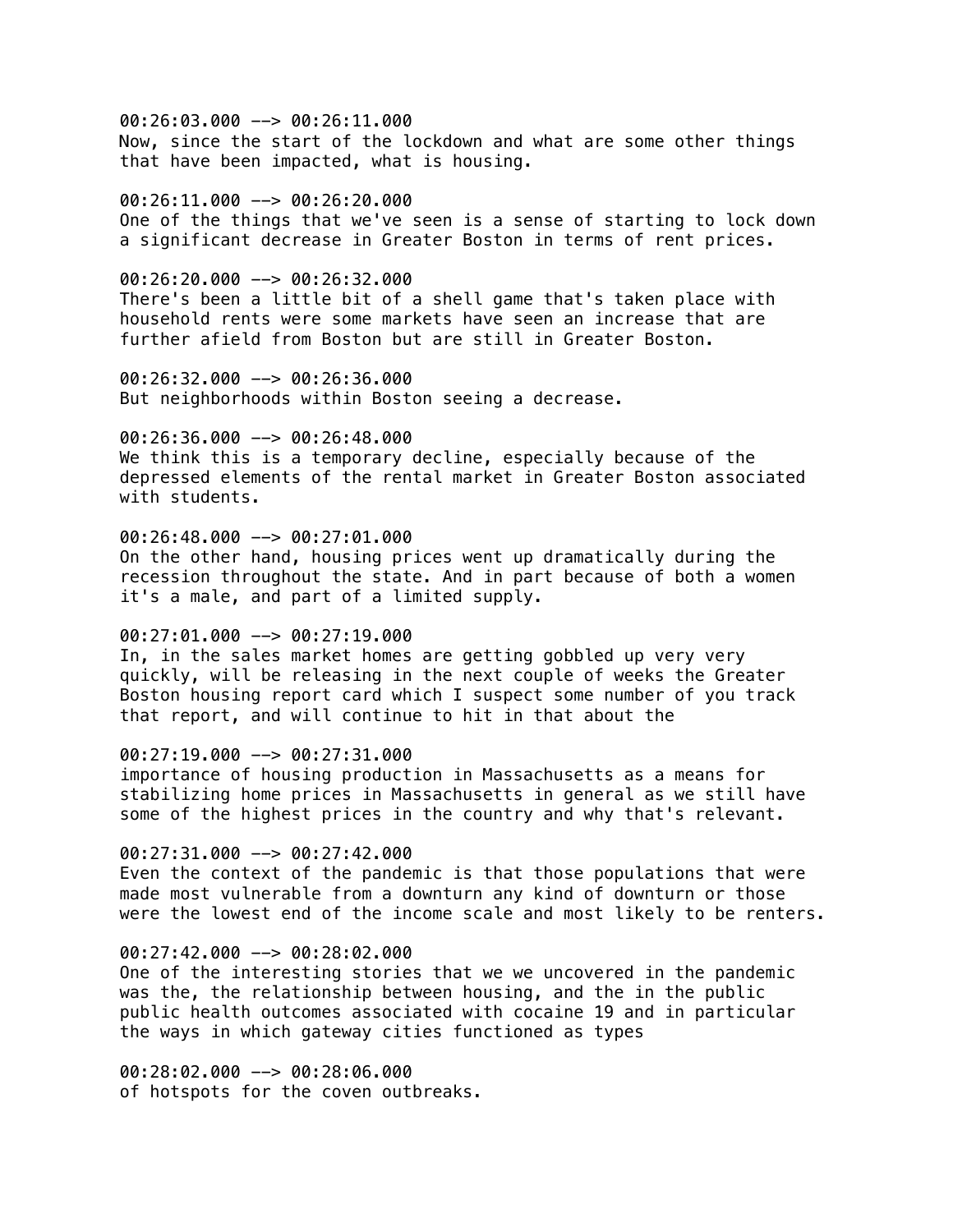00:26:03.000 --> 00:26:11.000
Now, since the start of the lockdown and what are some other things that have been impacted, what is housing.

00:26:11.000 --> 00:26:20.000
One of the things that we've seen is a sense of starting to lock down a significant decrease in Greater Boston in terms of rent prices.

00:26:20.000 --> 00:26:32.000
There's been a little bit of a shell game that's taken place with household rents were some markets have seen an increase that are further afield from Boston but are still in Greater Boston.

00:26:32.000 --> 00:26:36.000
But neighborhoods within Boston seeing a decrease.

00:26:36.000 --> 00:26:48.000
We think this is a temporary decline, especially because of the depressed elements of the rental market in Greater Boston associated with students.

00:26:48.000 --> 00:27:01.000
On the other hand, housing prices went up dramatically during the recession throughout the state. And in part because of both a women it's a male, and part of a limited supply.

00:27:01.000 --> 00:27:19.000
In, in the sales market homes are getting gobbled up very very quickly, will be releasing in the next couple of weeks the Greater Boston housing report card which I suspect some number of you track that report, and will continue to hit in that about the

00:27:19.000 --> 00:27:31.000
importance of housing production in Massachusetts as a means for stabilizing home prices in Massachusetts in general as we still have some of the highest prices in the country and why that's relevant.

00:27:31.000 --> 00:27:42.000
Even the context of the pandemic is that those populations that were made most vulnerable from a downturn any kind of downturn or those were the lowest end of the income scale and most likely to be renters.

00:27:42.000 --> 00:28:02.000
One of the interesting stories that we we uncovered in the pandemic was the, the relationship between housing, and the in the public public health outcomes associated with cocaine 19 and in particular the ways in which gateway cities functioned as types

00:28:02.000 --> 00:28:06.000
of hotspots for the coven outbreaks.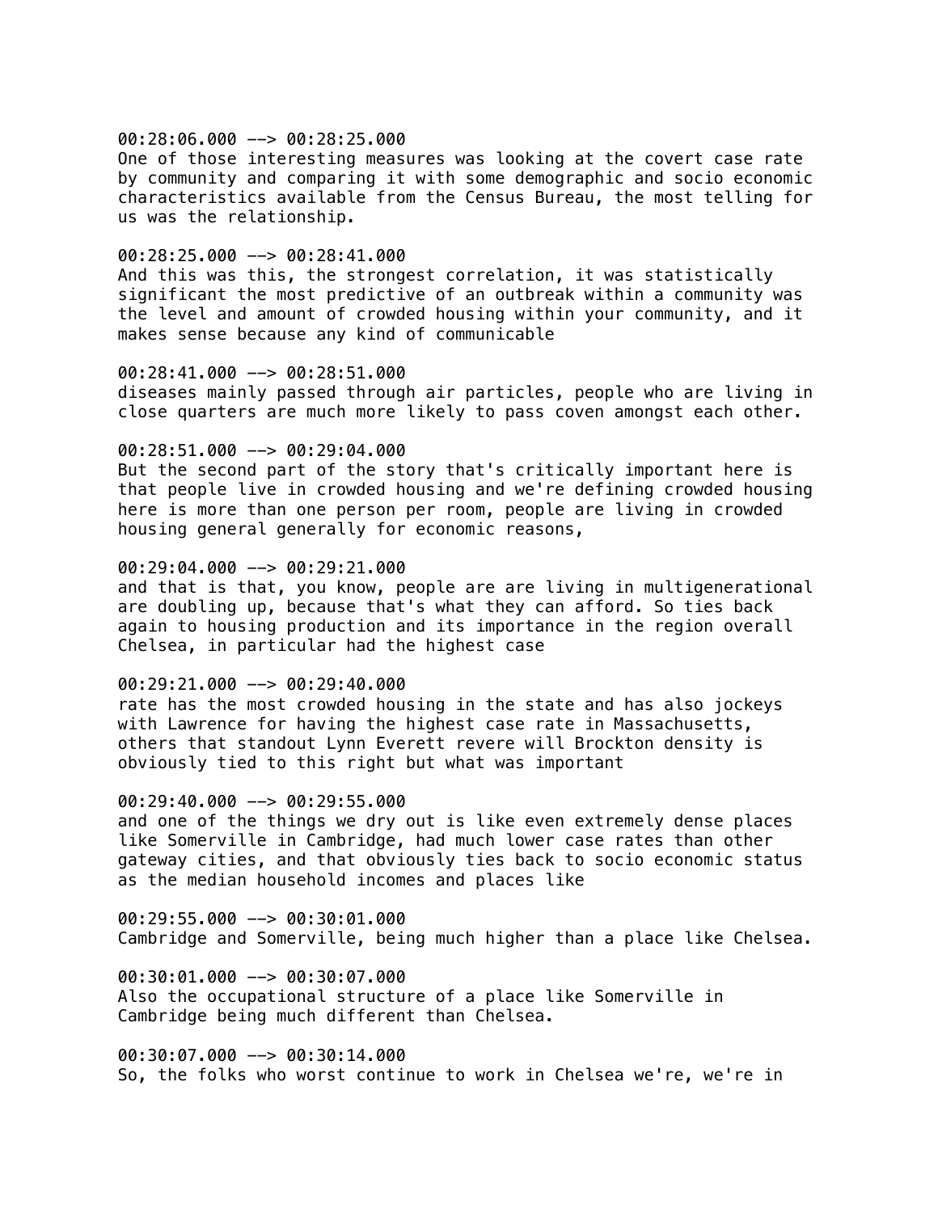00:28:06.000 --> 00:28:25.000
One of those interesting measures was looking at the covert case rate by community and comparing it with some demographic and socio economic characteristics available from the Census Bureau, the most telling for us was the relationship.

00:28:25.000 --> 00:28:41.000
And this was this, the strongest correlation, it was statistically significant the most predictive of an outbreak within a community was the level and amount of crowded housing within your community, and it makes sense because any kind of communicable

00:28:41.000 --> 00:28:51.000
diseases mainly passed through air particles, people who are living in close quarters are much more likely to pass coven amongst each other.

00:28:51.000 --> 00:29:04.000
But the second part of the story that's critically important here is that people live in crowded housing and we're defining crowded housing here is more than one person per room, people are living in crowded housing general generally for economic reasons,

00:29:04.000 --> 00:29:21.000
and that is that, you know, people are are living in multigenerational are doubling up, because that's what they can afford. So ties back again to housing production and its importance in the region overall Chelsea, in particular had the highest case

00:29:21.000 --> 00:29:40.000
rate has the most crowded housing in the state and has also jockeys with Lawrence for having the highest case rate in Massachusetts, others that standout Lynn Everett revere will Brockton density is obviously tied to this right but what was important

00:29:40.000 --> 00:29:55.000
and one of the things we dry out is like even extremely dense places like Somerville in Cambridge, had much lower case rates than other gateway cities, and that obviously ties back to socio economic status as the median household incomes and places like

00:29:55.000 --> 00:30:01.000
Cambridge and Somerville, being much higher than a place like Chelsea.

00:30:01.000 --> 00:30:07.000
Also the occupational structure of a place like Somerville in Cambridge being much different than Chelsea.

00:30:07.000 --> 00:30:14.000
So, the folks who worst continue to work in Chelsea we're, we're in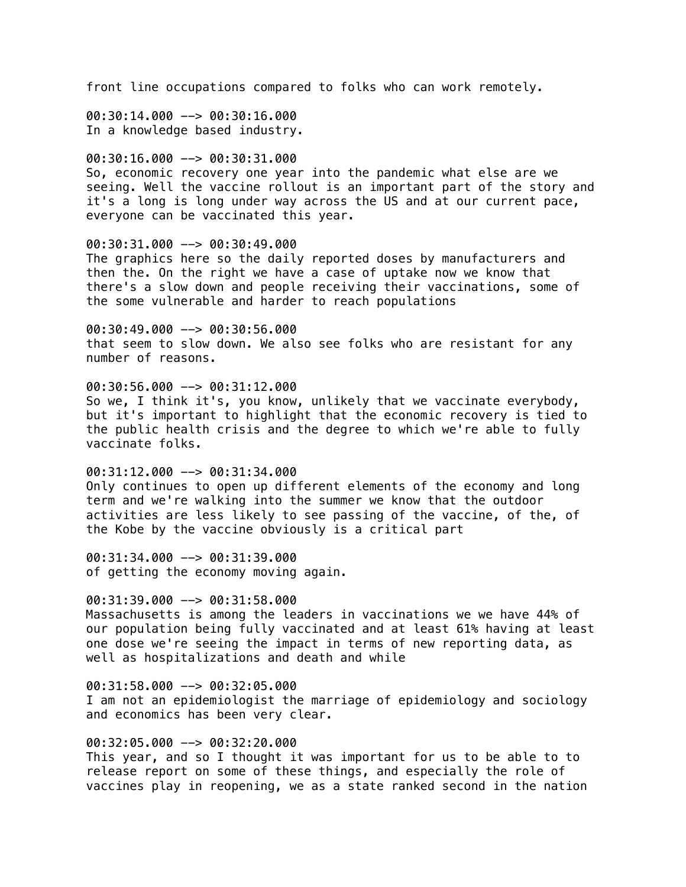front line occupations compared to folks who can work remotely.

00:30:14.000 --> 00:30:16.000
In a knowledge based industry.

00:30:16.000 --> 00:30:31.000
So, economic recovery one year into the pandemic what else are we seeing. Well the vaccine rollout is an important part of the story and it's a long is long under way across the US and at our current pace, everyone can be vaccinated this year.

00:30:31.000 --> 00:30:49.000
The graphics here so the daily reported doses by manufacturers and then the. On the right we have a case of uptake now we know that there's a slow down and people receiving their vaccinations, some of the some vulnerable and harder to reach populations

00:30:49.000 --> 00:30:56.000
that seem to slow down. We also see folks who are resistant for any number of reasons.

00:30:56.000 --> 00:31:12.000
So we, I think it's, you know, unlikely that we vaccinate everybody, but it's important to highlight that the economic recovery is tied to the public health crisis and the degree to which we're able to fully vaccinate folks.

00:31:12.000 --> 00:31:34.000
Only continues to open up different elements of the economy and long term and we're walking into the summer we know that the outdoor activities are less likely to see passing of the vaccine, of the, of the Kobe by the vaccine obviously is a critical part

00:31:34.000 --> 00:31:39.000
of getting the economy moving again.

00:31:39.000 --> 00:31:58.000
Massachusetts is among the leaders in vaccinations we we have 44% of our population being fully vaccinated and at least 61% having at least one dose we're seeing the impact in terms of new reporting data, as well as hospitalizations and death and while

00:31:58.000 --> 00:32:05.000
I am not an epidemiologist the marriage of epidemiology and sociology and economics has been very clear.

00:32:05.000 --> 00:32:20.000
This year, and so I thought it was important for us to be able to to release report on some of these things, and especially the role of vaccines play in reopening, we as a state ranked second in the nation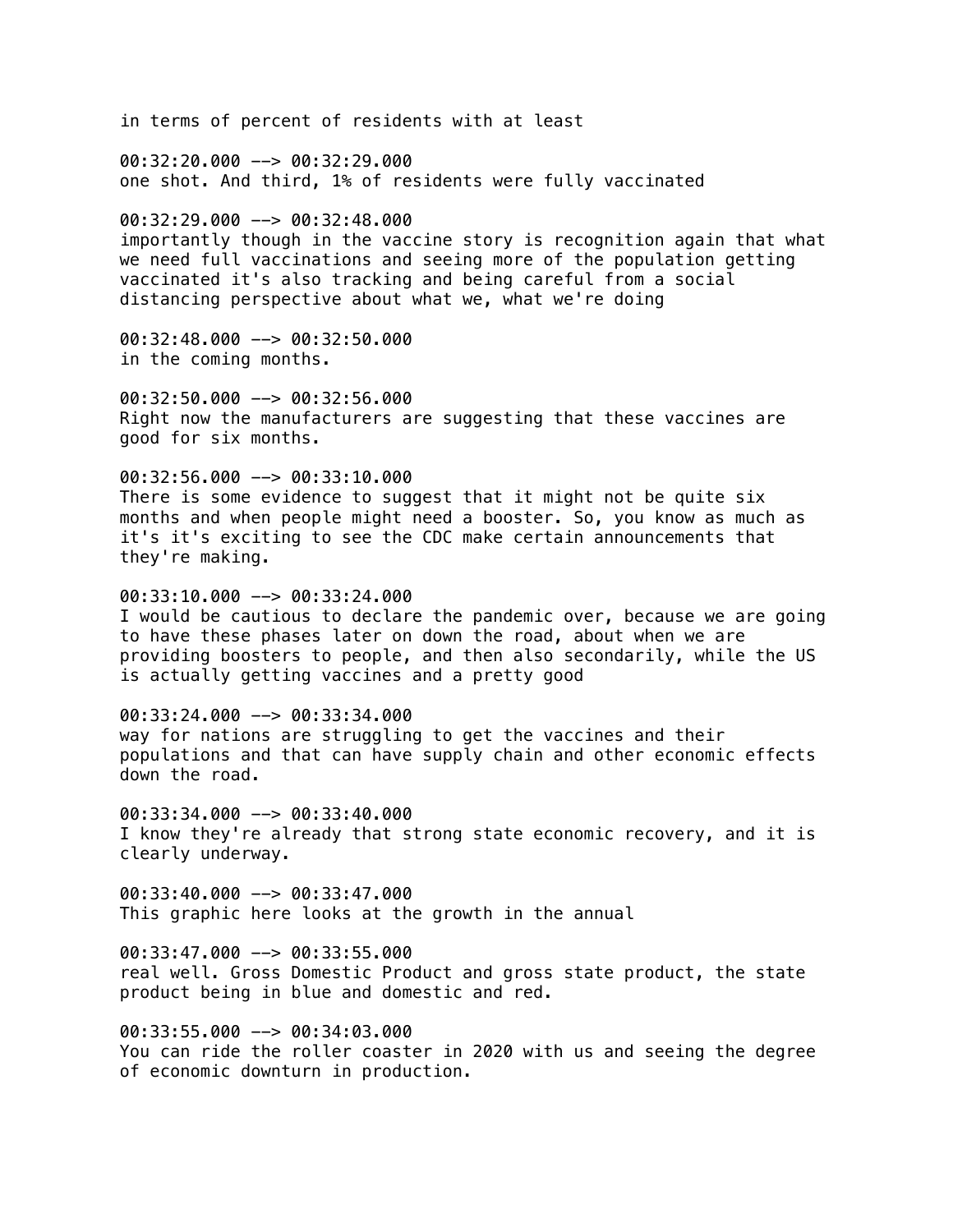in terms of percent of residents with at least

00:32:20.000 --> 00:32:29.000
one shot. And third, 1% of residents were fully vaccinated

00:32:29.000 --> 00:32:48.000
importantly though in the vaccine story is recognition again that what we need full vaccinations and seeing more of the population getting vaccinated it's also tracking and being careful from a social distancing perspective about what we, what we're doing

00:32:48.000 --> 00:32:50.000
in the coming months.

00:32:50.000 --> 00:32:56.000
Right now the manufacturers are suggesting that these vaccines are good for six months.

00:32:56.000 --> 00:33:10.000
There is some evidence to suggest that it might not be quite six months and when people might need a booster. So, you know as much as it's it's exciting to see the CDC make certain announcements that they're making.

00:33:10.000 --> 00:33:24.000
I would be cautious to declare the pandemic over, because we are going to have these phases later on down the road, about when we are providing boosters to people, and then also secondarily, while the US is actually getting vaccines and a pretty good

00:33:24.000 --> 00:33:34.000
way for nations are struggling to get the vaccines and their populations and that can have supply chain and other economic effects down the road.

00:33:34.000 --> 00:33:40.000
I know they're already that strong state economic recovery, and it is clearly underway.

00:33:40.000 --> 00:33:47.000
This graphic here looks at the growth in the annual

00:33:47.000 --> 00:33:55.000
real well. Gross Domestic Product and gross state product, the state product being in blue and domestic and red.

00:33:55.000 --> 00:34:03.000
You can ride the roller coaster in 2020 with us and seeing the degree of economic downturn in production.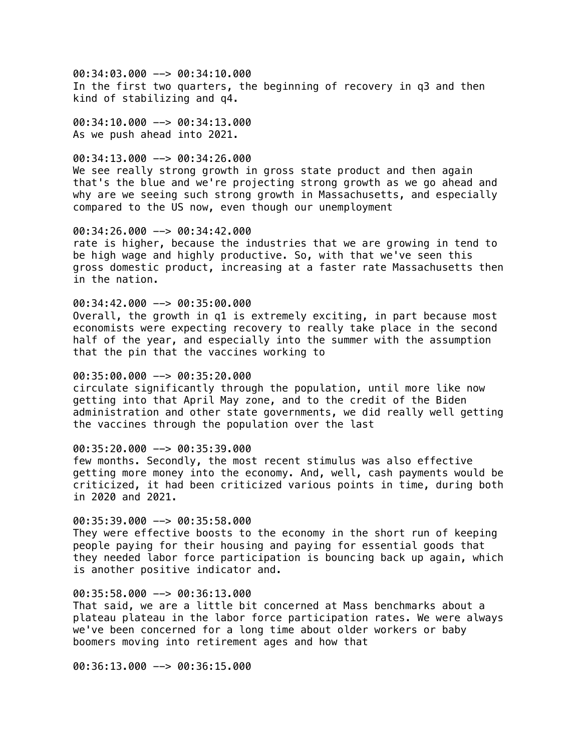00:34:03.000 --> 00:34:10.000
In the first two quarters, the beginning of recovery in q3 and then kind of stabilizing and q4.

00:34:10.000 --> 00:34:13.000
As we push ahead into 2021.

00:34:13.000 --> 00:34:26.000
We see really strong growth in gross state product and then again that's the blue and we're projecting strong growth as we go ahead and why are we seeing such strong growth in Massachusetts, and especially compared to the US now, even though our unemployment

00:34:26.000 --> 00:34:42.000
rate is higher, because the industries that we are growing in tend to be high wage and highly productive. So, with that we've seen this gross domestic product, increasing at a faster rate Massachusetts then in the nation.

00:34:42.000 --> 00:35:00.000
Overall, the growth in q1 is extremely exciting, in part because most economists were expecting recovery to really take place in the second half of the year, and especially into the summer with the assumption that the pin that the vaccines working to

00:35:00.000 --> 00:35:20.000
circulate significantly through the population, until more like now getting into that April May zone, and to the credit of the Biden administration and other state governments, we did really well getting the vaccines through the population over the last

00:35:20.000 --> 00:35:39.000
few months. Secondly, the most recent stimulus was also effective getting more money into the economy. And, well, cash payments would be criticized, it had been criticized various points in time, during both in 2020 and 2021.

00:35:39.000 --> 00:35:58.000
They were effective boosts to the economy in the short run of keeping people paying for their housing and paying for essential goods that they needed labor force participation is bouncing back up again, which is another positive indicator and.

00:35:58.000 --> 00:36:13.000
That said, we are a little bit concerned at Mass benchmarks about a plateau plateau in the labor force participation rates. We were always we've been concerned for a long time about older workers or baby boomers moving into retirement ages and how that

00:36:13.000 --> 00:36:15.000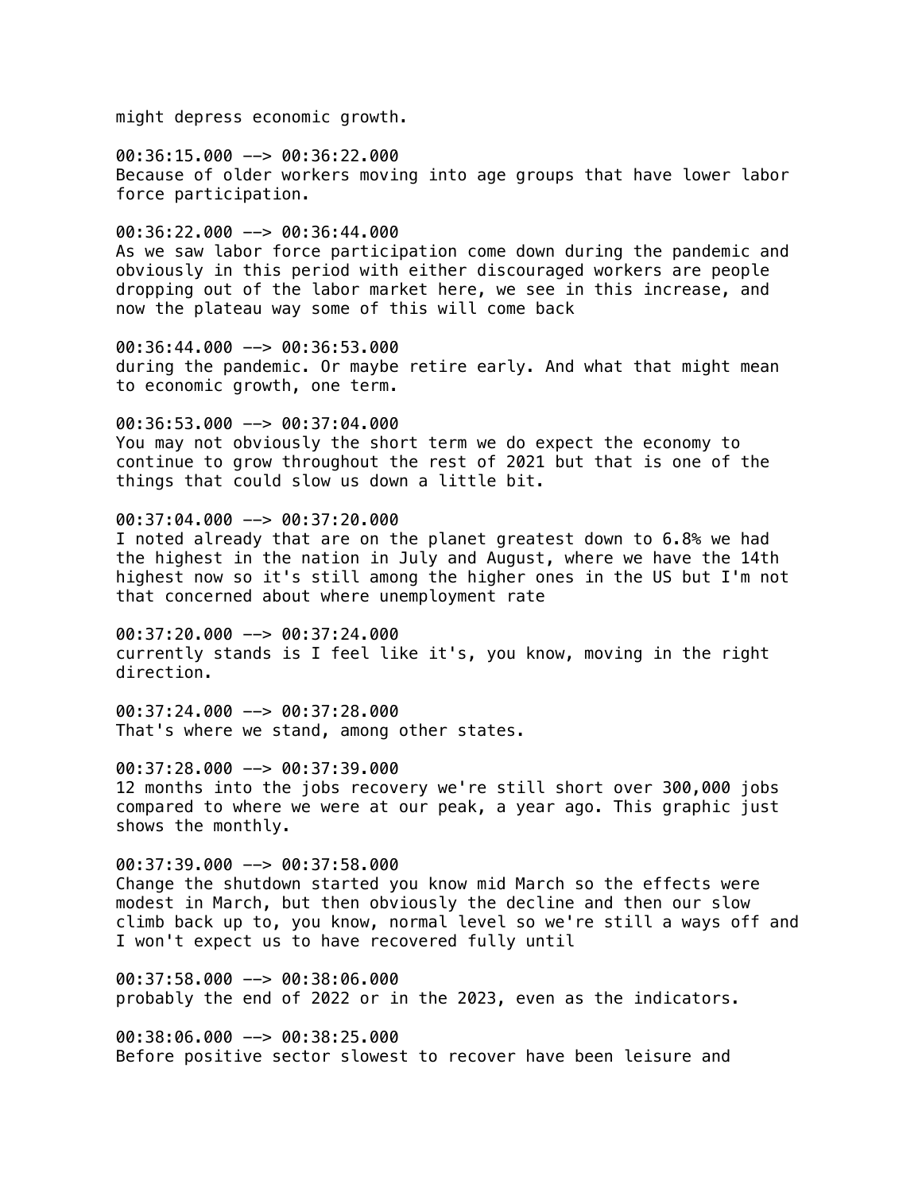might depress economic growth.

00:36:15.000 --> 00:36:22.000
Because of older workers moving into age groups that have lower labor force participation.

00:36:22.000 --> 00:36:44.000
As we saw labor force participation come down during the pandemic and obviously in this period with either discouraged workers are people dropping out of the labor market here, we see in this increase, and now the plateau way some of this will come back

00:36:44.000 --> 00:36:53.000
during the pandemic. Or maybe retire early. And what that might mean to economic growth, one term.

00:36:53.000 --> 00:37:04.000
You may not obviously the short term we do expect the economy to continue to grow throughout the rest of 2021 but that is one of the things that could slow us down a little bit.

00:37:04.000 --> 00:37:20.000
I noted already that are on the planet greatest down to 6.8% we had the highest in the nation in July and August, where we have the 14th highest now so it's still among the higher ones in the US but I'm not that concerned about where unemployment rate

00:37:20.000 --> 00:37:24.000
currently stands is I feel like it's, you know, moving in the right direction.

00:37:24.000 --> 00:37:28.000
That's where we stand, among other states.

00:37:28.000 --> 00:37:39.000
12 months into the jobs recovery we're still short over 300,000 jobs compared to where we were at our peak, a year ago. This graphic just shows the monthly.

00:37:39.000 --> 00:37:58.000
Change the shutdown started you know mid March so the effects were modest in March, but then obviously the decline and then our slow climb back up to, you know, normal level so we're still a ways off and I won't expect us to have recovered fully until

00:37:58.000 --> 00:38:06.000
probably the end of 2022 or in the 2023, even as the indicators.

00:38:06.000 --> 00:38:25.000
Before positive sector slowest to recover have been leisure and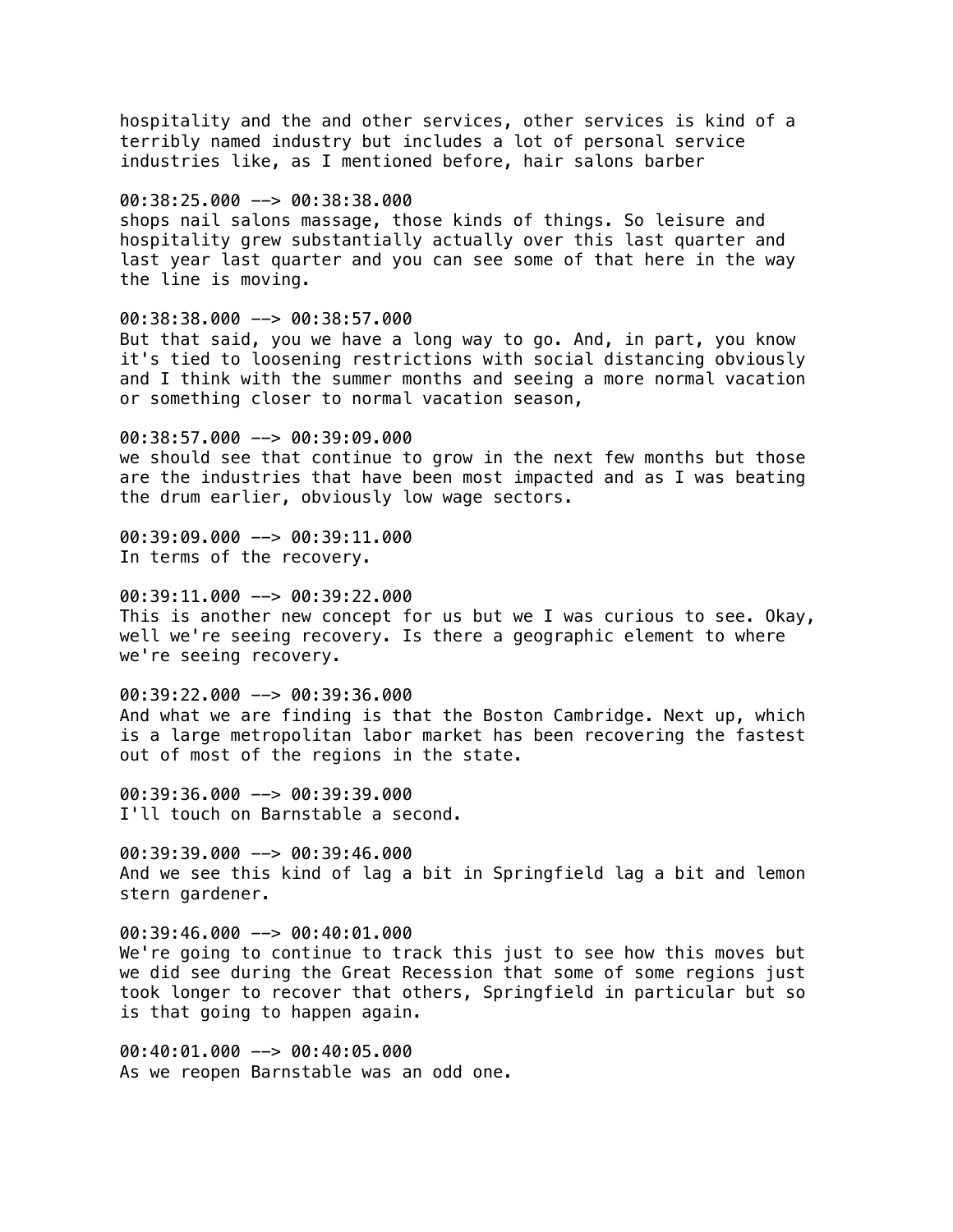hospitality and the and other services, other services is kind of a terribly named industry but includes a lot of personal service industries like, as I mentioned before, hair salons barber

00:38:25.000 --> 00:38:38.000
shops nail salons massage, those kinds of things. So leisure and hospitality grew substantially actually over this last quarter and last year last quarter and you can see some of that here in the way the line is moving.

00:38:38.000 --> 00:38:57.000
But that said, you we have a long way to go. And, in part, you know it's tied to loosening restrictions with social distancing obviously and I think with the summer months and seeing a more normal vacation or something closer to normal vacation season,

00:38:57.000 --> 00:39:09.000
we should see that continue to grow in the next few months but those are the industries that have been most impacted and as I was beating the drum earlier, obviously low wage sectors.

00:39:09.000 --> 00:39:11.000
In terms of the recovery.

00:39:11.000 --> 00:39:22.000
This is another new concept for us but we I was curious to see. Okay, well we're seeing recovery. Is there a geographic element to where we're seeing recovery.

00:39:22.000 --> 00:39:36.000
And what we are finding is that the Boston Cambridge. Next up, which is a large metropolitan labor market has been recovering the fastest out of most of the regions in the state.

00:39:36.000 --> 00:39:39.000
I'll touch on Barnstable a second.

00:39:39.000 --> 00:39:46.000
And we see this kind of lag a bit in Springfield lag a bit and lemon stern gardener.

00:39:46.000 --> 00:40:01.000
We're going to continue to track this just to see how this moves but we did see during the Great Recession that some of some regions just took longer to recover that others, Springfield in particular but so is that going to happen again.

00:40:01.000 --> 00:40:05.000
As we reopen Barnstable was an odd one.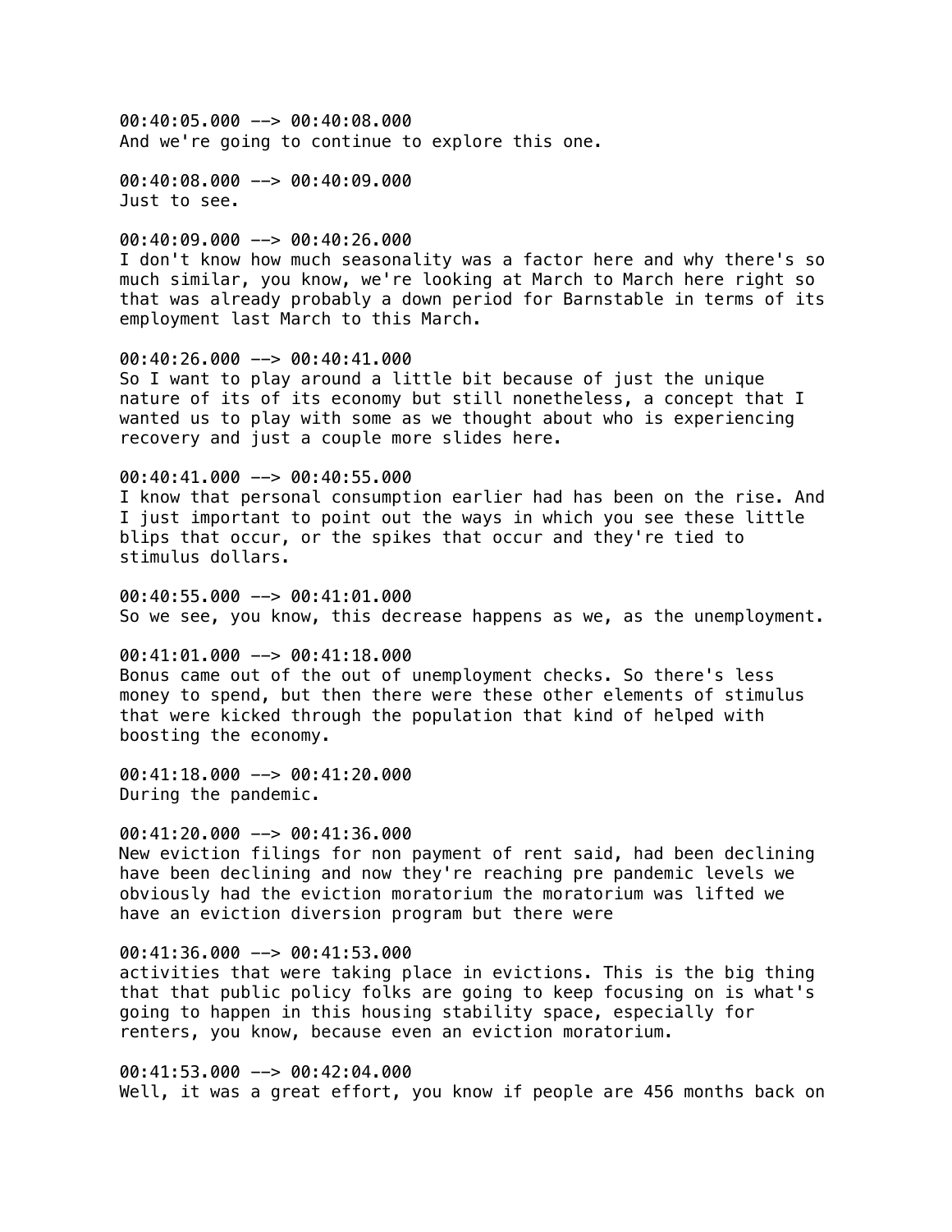00:40:05.000 --> 00:40:08.000
And we're going to continue to explore this one.

00:40:08.000 --> 00:40:09.000
Just to see.

00:40:09.000 --> 00:40:26.000
I don't know how much seasonality was a factor here and why there's so much similar, you know, we're looking at March to March here right so that was already probably a down period for Barnstable in terms of its employment last March to this March.

00:40:26.000 --> 00:40:41.000
So I want to play around a little bit because of just the unique nature of its of its economy but still nonetheless, a concept that I wanted us to play with some as we thought about who is experiencing recovery and just a couple more slides here.

00:40:41.000 --> 00:40:55.000
I know that personal consumption earlier had has been on the rise. And I just important to point out the ways in which you see these little blips that occur, or the spikes that occur and they're tied to stimulus dollars.

00:40:55.000 --> 00:41:01.000
So we see, you know, this decrease happens as we, as the unemployment.

00:41:01.000 --> 00:41:18.000
Bonus came out of the out of unemployment checks. So there's less money to spend, but then there were these other elements of stimulus that were kicked through the population that kind of helped with boosting the economy.

00:41:18.000 --> 00:41:20.000
During the pandemic.

00:41:20.000 --> 00:41:36.000
New eviction filings for non payment of rent said, had been declining have been declining and now they're reaching pre pandemic levels we obviously had the eviction moratorium the moratorium was lifted we have an eviction diversion program but there were

00:41:36.000 --> 00:41:53.000
activities that were taking place in evictions. This is the big thing that that public policy folks are going to keep focusing on is what's going to happen in this housing stability space, especially for renters, you know, because even an eviction moratorium.

00:41:53.000 --> 00:42:04.000
Well, it was a great effort, you know if people are 456 months back on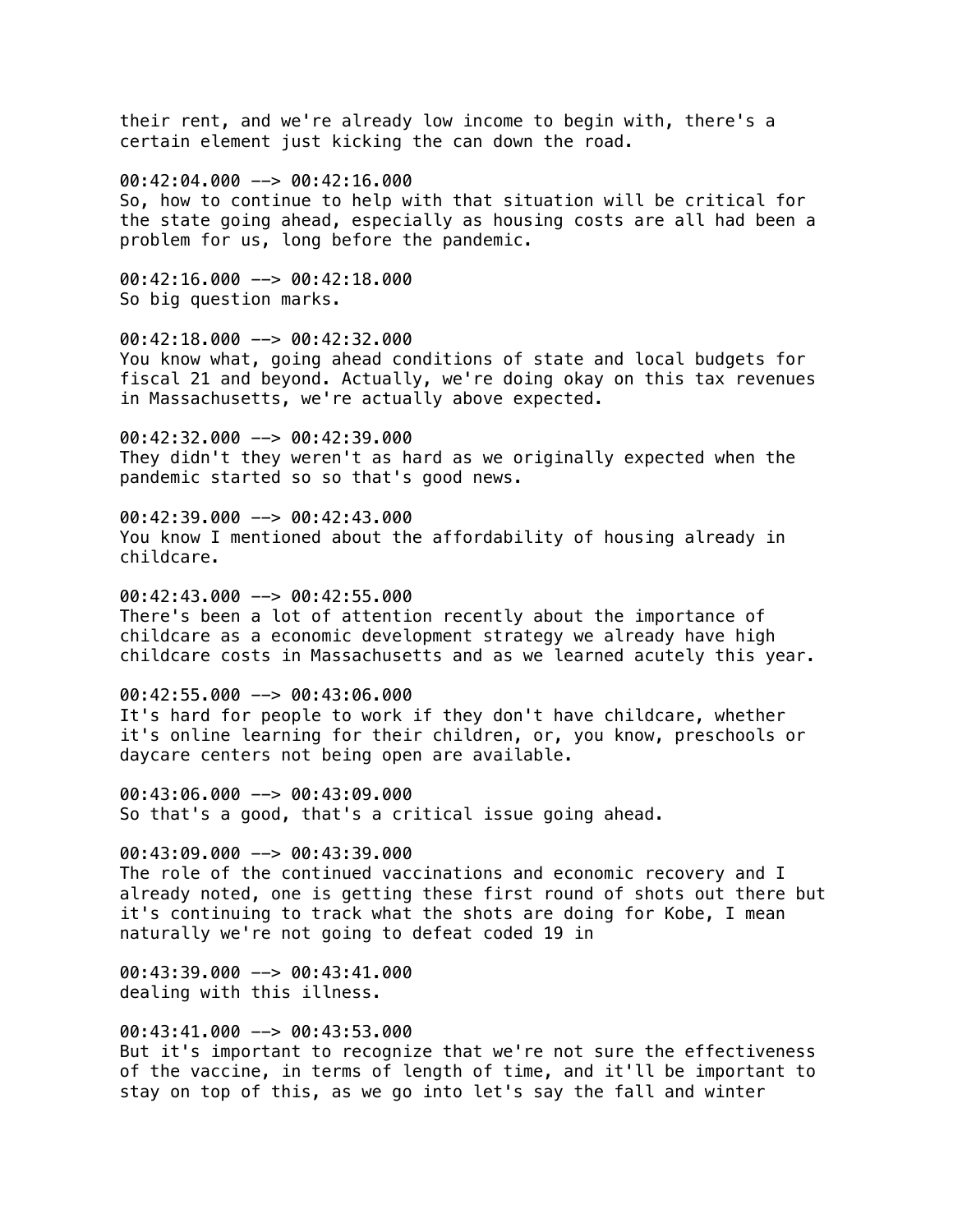their rent, and we're already low income to begin with, there's a certain element just kicking the can down the road.

00:42:04.000 --> 00:42:16.000
So, how to continue to help with that situation will be critical for the state going ahead, especially as housing costs are all had been a problem for us, long before the pandemic.

00:42:16.000 --> 00:42:18.000
So big question marks.

00:42:18.000 --> 00:42:32.000
You know what, going ahead conditions of state and local budgets for fiscal 21 and beyond. Actually, we're doing okay on this tax revenues in Massachusetts, we're actually above expected.

00:42:32.000 --> 00:42:39.000
They didn't they weren't as hard as we originally expected when the pandemic started so so that's good news.

00:42:39.000 --> 00:42:43.000
You know I mentioned about the affordability of housing already in childcare.

00:42:43.000 --> 00:42:55.000
There's been a lot of attention recently about the importance of childcare as a economic development strategy we already have high childcare costs in Massachusetts and as we learned acutely this year.

00:42:55.000 --> 00:43:06.000
It's hard for people to work if they don't have childcare, whether it's online learning for their children, or, you know, preschools or daycare centers not being open are available.

00:43:06.000 --> 00:43:09.000
So that's a good, that's a critical issue going ahead.

00:43:09.000 --> 00:43:39.000
The role of the continued vaccinations and economic recovery and I already noted, one is getting these first round of shots out there but it's continuing to track what the shots are doing for Kobe, I mean naturally we're not going to defeat coded 19 in

00:43:39.000 --> 00:43:41.000
dealing with this illness.

00:43:41.000 --> 00:43:53.000
But it's important to recognize that we're not sure the effectiveness of the vaccine, in terms of length of time, and it'll be important to stay on top of this, as we go into let's say the fall and winter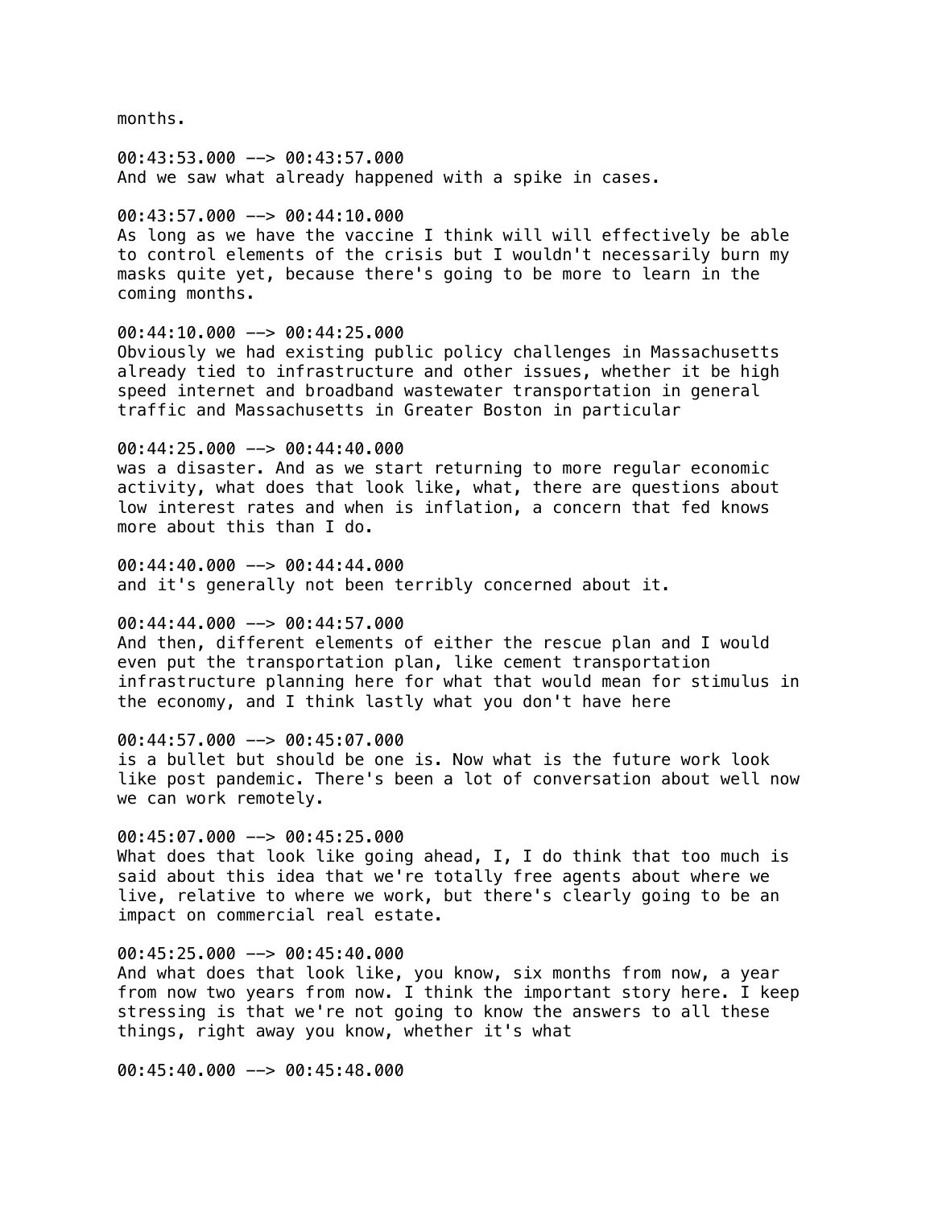months.

00:43:53.000 --> 00:43:57.000
And we saw what already happened with a spike in cases.

00:43:57.000 --> 00:44:10.000
As long as we have the vaccine I think will will effectively be able to control elements of the crisis but I wouldn't necessarily burn my masks quite yet, because there's going to be more to learn in the coming months.

00:44:10.000 --> 00:44:25.000
Obviously we had existing public policy challenges in Massachusetts already tied to infrastructure and other issues, whether it be high speed internet and broadband wastewater transportation in general traffic and Massachusetts in Greater Boston in particular

00:44:25.000 --> 00:44:40.000
was a disaster. And as we start returning to more regular economic activity, what does that look like, what, there are questions about low interest rates and when is inflation, a concern that fed knows more about this than I do.

00:44:40.000 --> 00:44:44.000
and it's generally not been terribly concerned about it.

00:44:44.000 --> 00:44:57.000
And then, different elements of either the rescue plan and I would even put the transportation plan, like cement transportation infrastructure planning here for what that would mean for stimulus in the economy, and I think lastly what you don't have here

00:44:57.000 --> 00:45:07.000
is a bullet but should be one is. Now what is the future work look like post pandemic. There's been a lot of conversation about well now we can work remotely.

00:45:07.000 --> 00:45:25.000
What does that look like going ahead, I, I do think that too much is said about this idea that we're totally free agents about where we live, relative to where we work, but there's clearly going to be an impact on commercial real estate.

00:45:25.000 --> 00:45:40.000
And what does that look like, you know, six months from now, a year from now two years from now. I think the important story here. I keep stressing is that we're not going to know the answers to all these things, right away you know, whether it's what

00:45:40.000 --> 00:45:48.000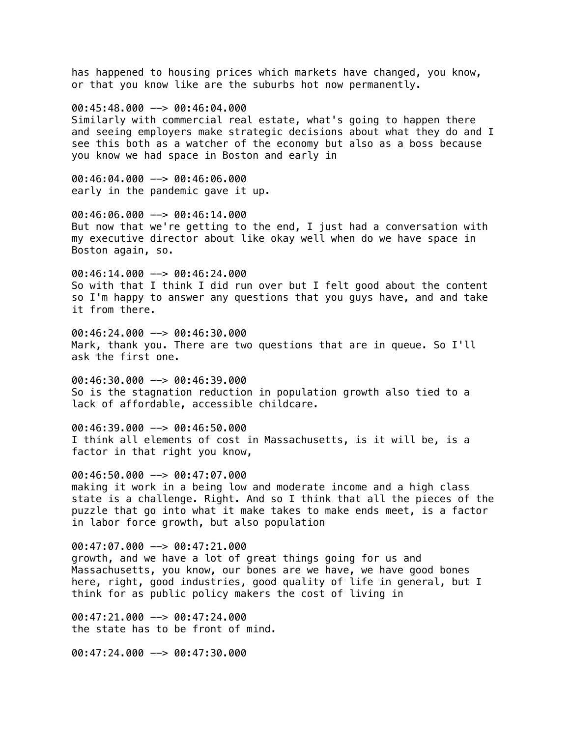has happened to housing prices which markets have changed, you know, or that you know like are the suburbs hot now permanently.

00:45:48.000 --> 00:46:04.000
Similarly with commercial real estate, what's going to happen there and seeing employers make strategic decisions about what they do and I see this both as a watcher of the economy but also as a boss because you know we had space in Boston and early in

00:46:04.000 --> 00:46:06.000
early in the pandemic gave it up.

00:46:06.000 --> 00:46:14.000
But now that we're getting to the end, I just had a conversation with my executive director about like okay well when do we have space in Boston again, so.

00:46:14.000 --> 00:46:24.000
So with that I think I did run over but I felt good about the content so I'm happy to answer any questions that you guys have, and and take it from there.

00:46:24.000 --> 00:46:30.000
Mark, thank you. There are two questions that are in queue. So I'll ask the first one.

00:46:30.000 --> 00:46:39.000
So is the stagnation reduction in population growth also tied to a lack of affordable, accessible childcare.

00:46:39.000 --> 00:46:50.000
I think all elements of cost in Massachusetts, is it will be, is a factor in that right you know,

00:46:50.000 --> 00:47:07.000
making it work in a being low and moderate income and a high class state is a challenge. Right. And so I think that all the pieces of the puzzle that go into what it make takes to make ends meet, is a factor in labor force growth, but also population

00:47:07.000 --> 00:47:21.000
growth, and we have a lot of great things going for us and Massachusetts, you know, our bones are we have, we have good bones here, right, good industries, good quality of life in general, but I think for as public policy makers the cost of living in

00:47:21.000 --> 00:47:24.000
the state has to be front of mind.

00:47:24.000 --> 00:47:30.000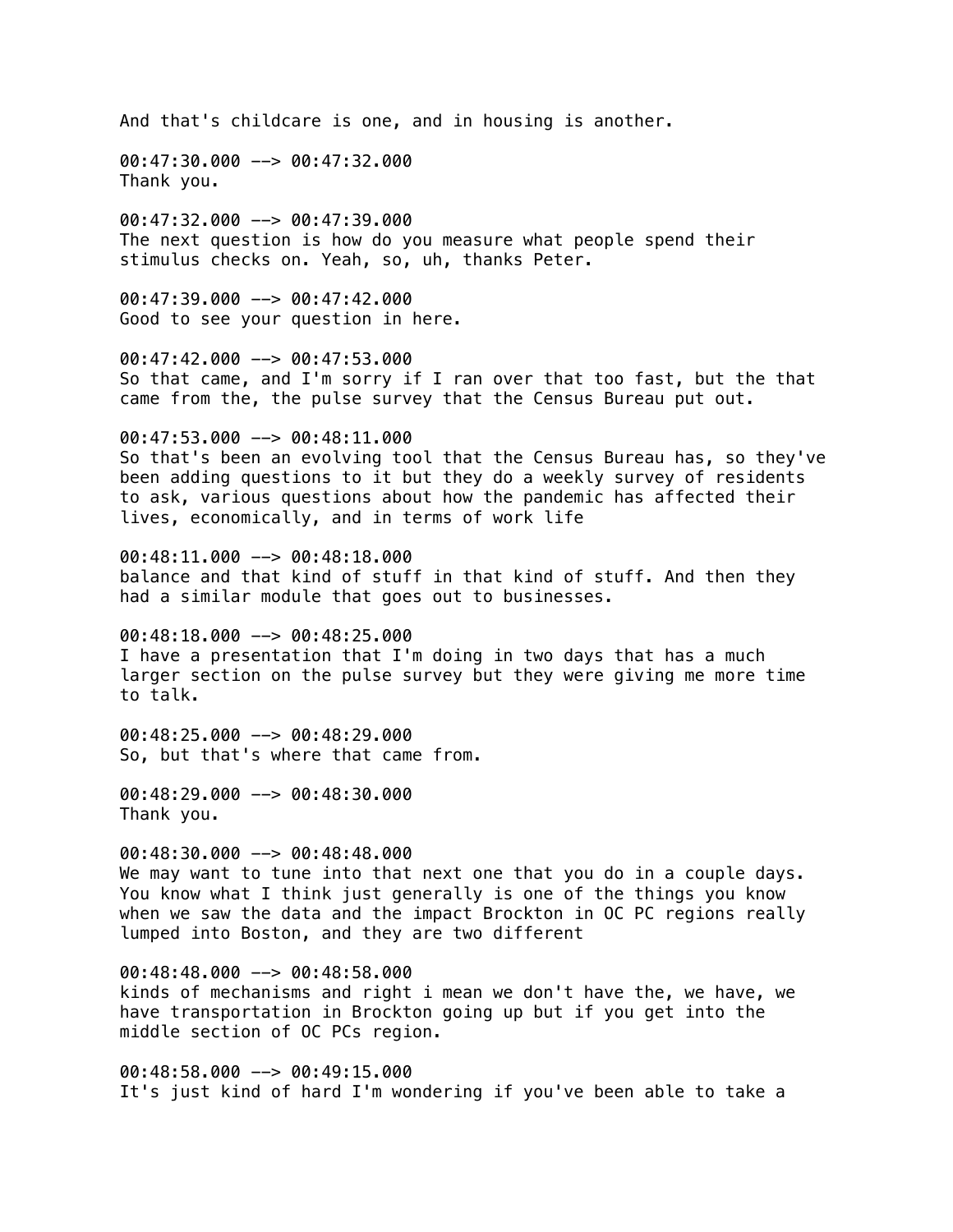And that's childcare is one, and in housing is another.

00:47:30.000 --> 00:47:32.000
Thank you.

00:47:32.000 --> 00:47:39.000
The next question is how do you measure what people spend their stimulus checks on. Yeah, so, uh, thanks Peter.

00:47:39.000 --> 00:47:42.000
Good to see your question in here.

00:47:42.000 --> 00:47:53.000
So that came, and I'm sorry if I ran over that too fast, but the that came from the, the pulse survey that the Census Bureau put out.

00:47:53.000 --> 00:48:11.000
So that's been an evolving tool that the Census Bureau has, so they've been adding questions to it but they do a weekly survey of residents to ask, various questions about how the pandemic has affected their lives, economically, and in terms of work life

00:48:11.000 --> 00:48:18.000
balance and that kind of stuff in that kind of stuff. And then they had a similar module that goes out to businesses.

00:48:18.000 --> 00:48:25.000
I have a presentation that I'm doing in two days that has a much larger section on the pulse survey but they were giving me more time to talk.

00:48:25.000 --> 00:48:29.000
So, but that's where that came from.

00:48:29.000 --> 00:48:30.000
Thank you.

00:48:30.000 --> 00:48:48.000
We may want to tune into that next one that you do in a couple days. You know what I think just generally is one of the things you know when we saw the data and the impact Brockton in OC PC regions really lumped into Boston, and they are two different

00:48:48.000 --> 00:48:58.000
kinds of mechanisms and right i mean we don't have the, we have, we have transportation in Brockton going up but if you get into the middle section of OC PCs region.

00:48:58.000 --> 00:49:15.000
It's just kind of hard I'm wondering if you've been able to take a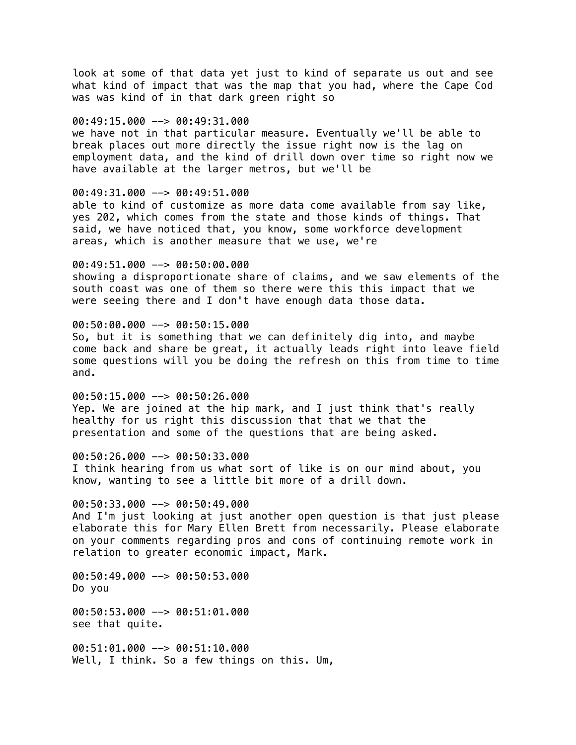look at some of that data yet just to kind of separate us out and see what kind of impact that was the map that you had, where the Cape Cod was was kind of in that dark green right so

00:49:15.000 --> 00:49:31.000
we have not in that particular measure. Eventually we'll be able to break places out more directly the issue right now is the lag on employment data, and the kind of drill down over time so right now we have available at the larger metros, but we'll be

00:49:31.000 --> 00:49:51.000
able to kind of customize as more data come available from say like, yes 202, which comes from the state and those kinds of things. That said, we have noticed that, you know, some workforce development areas, which is another measure that we use, we're

00:49:51.000 --> 00:50:00.000
showing a disproportionate share of claims, and we saw elements of the south coast was one of them so there were this this impact that we were seeing there and I don't have enough data those data.

00:50:00.000 --> 00:50:15.000
So, but it is something that we can definitely dig into, and maybe come back and share be great, it actually leads right into leave field some questions will you be doing the refresh on this from time to time and.

00:50:15.000 --> 00:50:26.000
Yep. We are joined at the hip mark, and I just think that's really healthy for us right this discussion that that we that the presentation and some of the questions that are being asked.

00:50:26.000 --> 00:50:33.000
I think hearing from us what sort of like is on our mind about, you know, wanting to see a little bit more of a drill down.

00:50:33.000 --> 00:50:49.000
And I'm just looking at just another open question is that just please elaborate this for Mary Ellen Brett from necessarily. Please elaborate on your comments regarding pros and cons of continuing remote work in relation to greater economic impact, Mark.

00:50:49.000 --> 00:50:53.000
Do you

00:50:53.000 --> 00:51:01.000
see that quite.

00:51:01.000 --> 00:51:10.000
Well, I think. So a few things on this. Um,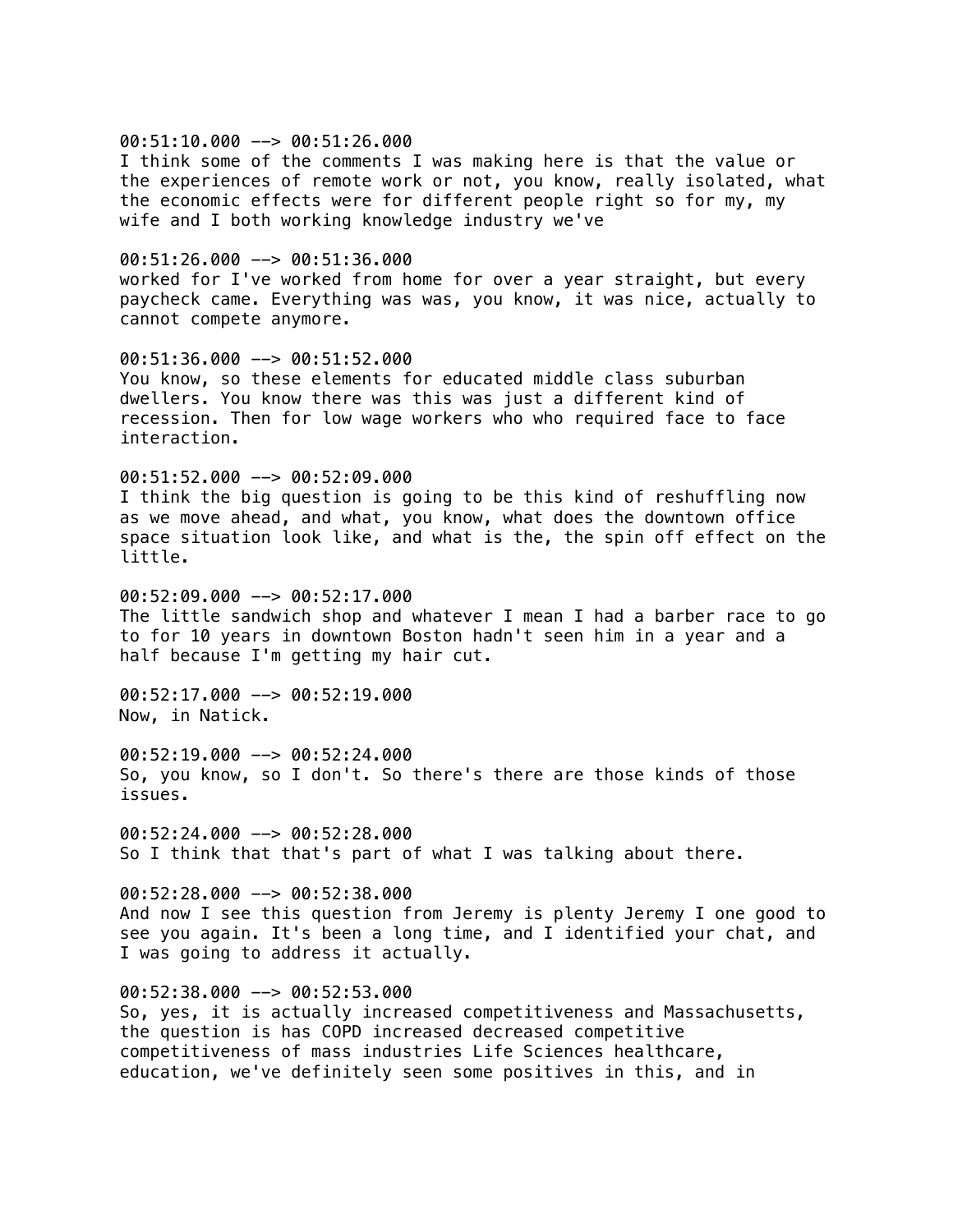00:51:10.000 --> 00:51:26.000
I think some of the comments I was making here is that the value or the experiences of remote work or not, you know, really isolated, what the economic effects were for different people right so for my, my wife and I both working knowledge industry we've

00:51:26.000 --> 00:51:36.000
worked for I've worked from home for over a year straight, but every paycheck came. Everything was was, you know, it was nice, actually to cannot compete anymore.

00:51:36.000 --> 00:51:52.000
You know, so these elements for educated middle class suburban dwellers. You know there was this was just a different kind of recession. Then for low wage workers who who required face to face interaction.

00:51:52.000 --> 00:52:09.000
I think the big question is going to be this kind of reshuffling now as we move ahead, and what, you know, what does the downtown office space situation look like, and what is the, the spin off effect on the little.

00:52:09.000 --> 00:52:17.000
The little sandwich shop and whatever I mean I had a barber race to go to for 10 years in downtown Boston hadn't seen him in a year and a half because I'm getting my hair cut.

00:52:17.000 --> 00:52:19.000
Now, in Natick.

00:52:19.000 --> 00:52:24.000
So, you know, so I don't. So there's there are those kinds of those issues.

00:52:24.000 --> 00:52:28.000
So I think that that's part of what I was talking about there.

00:52:28.000 --> 00:52:38.000
And now I see this question from Jeremy is plenty Jeremy I one good to see you again. It's been a long time, and I identified your chat, and I was going to address it actually.

00:52:38.000 --> 00:52:53.000
So, yes, it is actually increased competitiveness and Massachusetts, the question is has COPD increased decreased competitive competitiveness of mass industries Life Sciences healthcare, education, we've definitely seen some positives in this, and in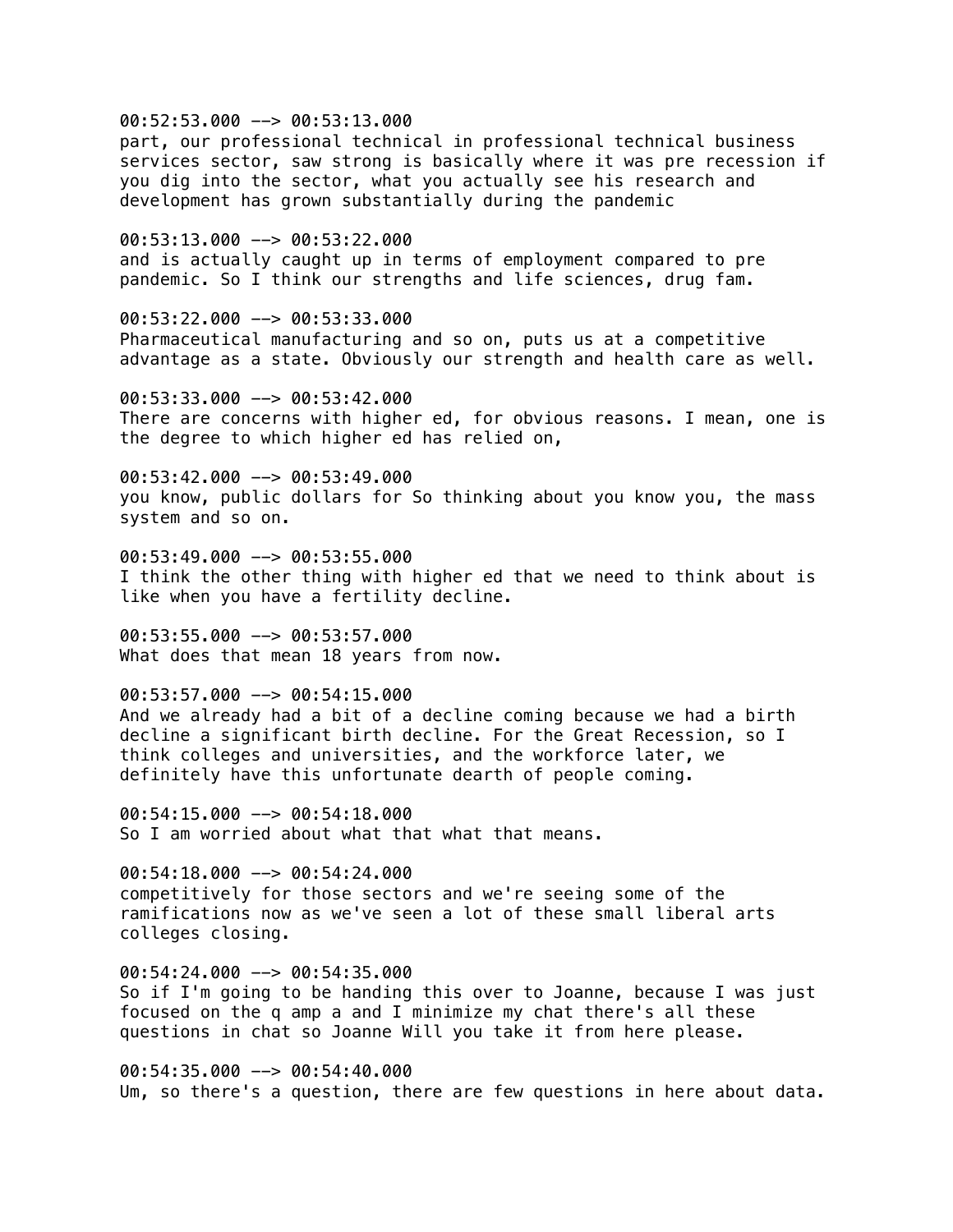00:52:53.000 --> 00:53:13.000
part, our professional technical in professional technical business services sector, saw strong is basically where it was pre recession if you dig into the sector, what you actually see his research and development has grown substantially during the pandemic

00:53:13.000 --> 00:53:22.000
and is actually caught up in terms of employment compared to pre pandemic. So I think our strengths and life sciences, drug fam.

00:53:22.000 --> 00:53:33.000
Pharmaceutical manufacturing and so on, puts us at a competitive advantage as a state. Obviously our strength and health care as well.

00:53:33.000 --> 00:53:42.000
There are concerns with higher ed, for obvious reasons. I mean, one is the degree to which higher ed has relied on,

00:53:42.000 --> 00:53:49.000
you know, public dollars for So thinking about you know you, the mass system and so on.

00:53:49.000 --> 00:53:55.000
I think the other thing with higher ed that we need to think about is like when you have a fertility decline.

00:53:55.000 --> 00:53:57.000
What does that mean 18 years from now.

00:53:57.000 --> 00:54:15.000
And we already had a bit of a decline coming because we had a birth decline a significant birth decline. For the Great Recession, so I think colleges and universities, and the workforce later, we definitely have this unfortunate dearth of people coming.

00:54:15.000 --> 00:54:18.000
So I am worried about what that what that means.

00:54:18.000 --> 00:54:24.000
competitively for those sectors and we're seeing some of the ramifications now as we've seen a lot of these small liberal arts colleges closing.

00:54:24.000 --> 00:54:35.000
So if I'm going to be handing this over to Joanne, because I was just focused on the q amp a and I minimize my chat there's all these questions in chat so Joanne Will you take it from here please.

00:54:35.000 --> 00:54:40.000
Um, so there's a question, there are few questions in here about data.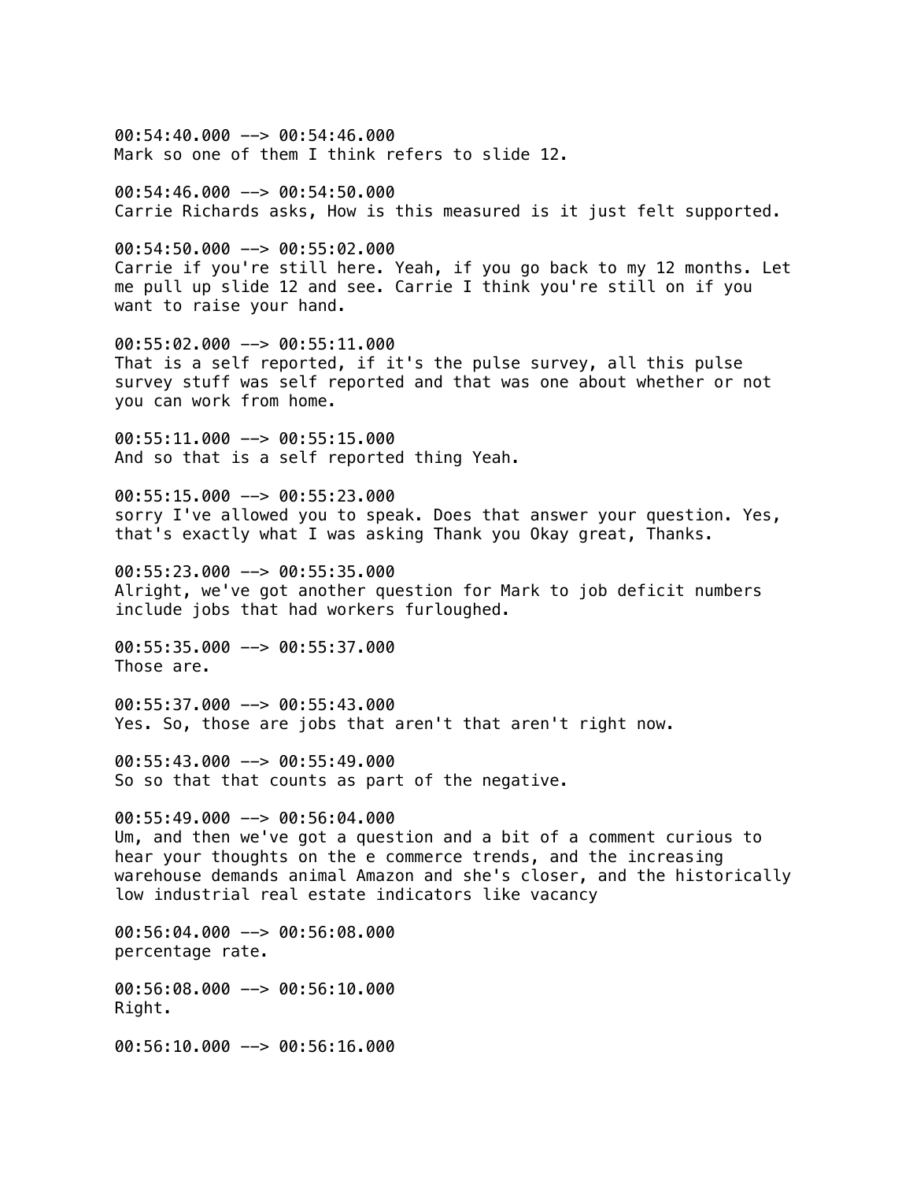00:54:40.000 --> 00:54:46.000
Mark so one of them I think refers to slide 12.

00:54:46.000 --> 00:54:50.000
Carrie Richards asks, How is this measured is it just felt supported.

00:54:50.000 --> 00:55:02.000
Carrie if you're still here. Yeah, if you go back to my 12 months. Let me pull up slide 12 and see. Carrie I think you're still on if you want to raise your hand.

00:55:02.000 --> 00:55:11.000
That is a self reported, if it's the pulse survey, all this pulse survey stuff was self reported and that was one about whether or not you can work from home.

00:55:11.000 --> 00:55:15.000
And so that is a self reported thing Yeah.

00:55:15.000 --> 00:55:23.000
sorry I've allowed you to speak. Does that answer your question. Yes, that's exactly what I was asking Thank you Okay great, Thanks.

00:55:23.000 --> 00:55:35.000
Alright, we've got another question for Mark to job deficit numbers include jobs that had workers furloughed.

00:55:35.000 --> 00:55:37.000
Those are.

00:55:37.000 --> 00:55:43.000
Yes. So, those are jobs that aren't that aren't right now.

00:55:43.000 --> 00:55:49.000
So so that that counts as part of the negative.

00:55:49.000 --> 00:56:04.000
Um, and then we've got a question and a bit of a comment curious to hear your thoughts on the e commerce trends, and the increasing warehouse demands animal Amazon and she's closer, and the historically low industrial real estate indicators like vacancy

00:56:04.000 --> 00:56:08.000
percentage rate.

00:56:08.000 --> 00:56:10.000
Right.

00:56:10.000 --> 00:56:16.000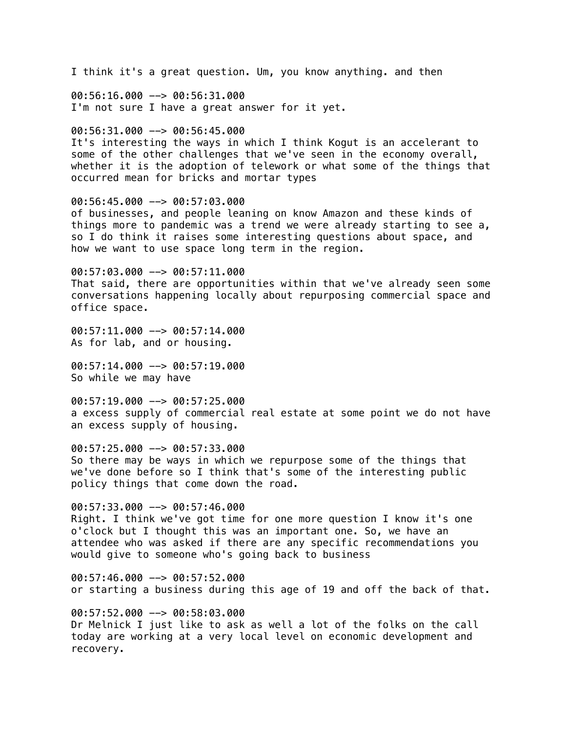I think it's a great question. Um, you know anything. and then

00:56:16.000 --> 00:56:31.000
I'm not sure I have a great answer for it yet.

00:56:31.000 --> 00:56:45.000
It's interesting the ways in which I think Kogut is an accelerant to some of the other challenges that we've seen in the economy overall, whether it is the adoption of telework or what some of the things that occurred mean for bricks and mortar types

00:56:45.000 --> 00:57:03.000
of businesses, and people leaning on know Amazon and these kinds of things more to pandemic was a trend we were already starting to see a, so I do think it raises some interesting questions about space, and how we want to use space long term in the region.

00:57:03.000 --> 00:57:11.000
That said, there are opportunities within that we've already seen some conversations happening locally about repurposing commercial space and office space.

00:57:11.000 --> 00:57:14.000
As for lab, and or housing.

00:57:14.000 --> 00:57:19.000
So while we may have

00:57:19.000 --> 00:57:25.000
a excess supply of commercial real estate at some point we do not have an excess supply of housing.

00:57:25.000 --> 00:57:33.000
So there may be ways in which we repurpose some of the things that we've done before so I think that's some of the interesting public policy things that come down the road.

00:57:33.000 --> 00:57:46.000
Right. I think we've got time for one more question I know it's one o'clock but I thought this was an important one. So, we have an attendee who was asked if there are any specific recommendations you would give to someone who's going back to business

00:57:46.000 --> 00:57:52.000
or starting a business during this age of 19 and off the back of that.

00:57:52.000 --> 00:58:03.000
Dr Melnick I just like to ask as well a lot of the folks on the call today are working at a very local level on economic development and recovery.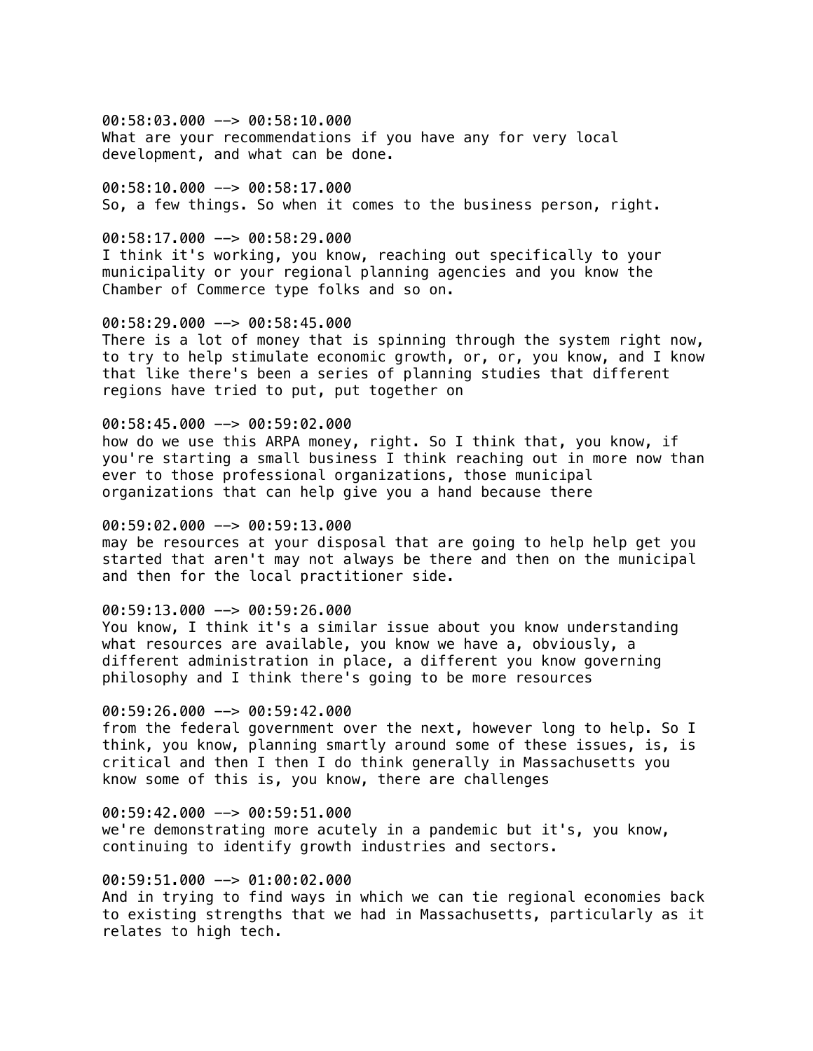00:58:03.000 --> 00:58:10.000
What are your recommendations if you have any for very local development, and what can be done.

00:58:10.000 --> 00:58:17.000
So, a few things. So when it comes to the business person, right.

00:58:17.000 --> 00:58:29.000
I think it's working, you know, reaching out specifically to your municipality or your regional planning agencies and you know the Chamber of Commerce type folks and so on.

00:58:29.000 --> 00:58:45.000
There is a lot of money that is spinning through the system right now, to try to help stimulate economic growth, or, or, you know, and I know that like there's been a series of planning studies that different regions have tried to put, put together on

00:58:45.000 --> 00:59:02.000
how do we use this ARPA money, right. So I think that, you know, if you're starting a small business I think reaching out in more now than ever to those professional organizations, those municipal organizations that can help give you a hand because there

00:59:02.000 --> 00:59:13.000
may be resources at your disposal that are going to help help get you started that aren't may not always be there and then on the municipal and then for the local practitioner side.

00:59:13.000 --> 00:59:26.000
You know, I think it's a similar issue about you know understanding what resources are available, you know we have a, obviously, a different administration in place, a different you know governing philosophy and I think there's going to be more resources

00:59:26.000 --> 00:59:42.000
from the federal government over the next, however long to help. So I think, you know, planning smartly around some of these issues, is, is critical and then I then I do think generally in Massachusetts you know some of this is, you know, there are challenges

00:59:42.000 --> 00:59:51.000
we're demonstrating more acutely in a pandemic but it's, you know, continuing to identify growth industries and sectors.

00:59:51.000 --> 01:00:02.000
And in trying to find ways in which we can tie regional economies back to existing strengths that we had in Massachusetts, particularly as it relates to high tech.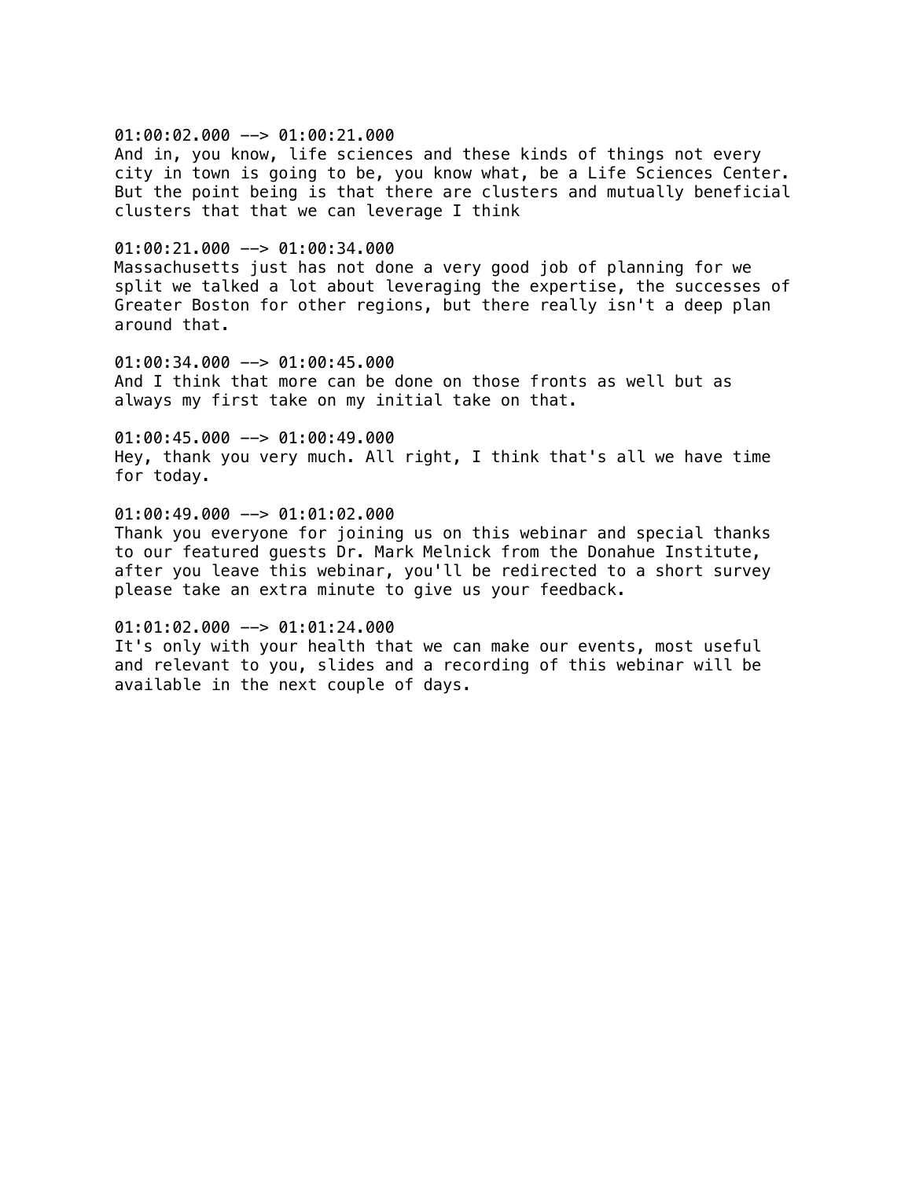01:00:02.000 --> 01:00:21.000
And in, you know, life sciences and these kinds of things not every city in town is going to be, you know what, be a Life Sciences Center. But the point being is that there are clusters and mutually beneficial clusters that that we can leverage I think

01:00:21.000 --> 01:00:34.000
Massachusetts just has not done a very good job of planning for we split we talked a lot about leveraging the expertise, the successes of Greater Boston for other regions, but there really isn't a deep plan around that.

01:00:34.000 --> 01:00:45.000
And I think that more can be done on those fronts as well but as always my first take on my initial take on that.

01:00:45.000 --> 01:00:49.000
Hey, thank you very much. All right, I think that's all we have time for today.

01:00:49.000 --> 01:01:02.000
Thank you everyone for joining us on this webinar and special thanks to our featured guests Dr. Mark Melnick from the Donahue Institute, after you leave this webinar, you'll be redirected to a short survey please take an extra minute to give us your feedback.

01:01:02.000 --> 01:01:24.000
It's only with your health that we can make our events, most useful and relevant to you, slides and a recording of this webinar will be available in the next couple of days.